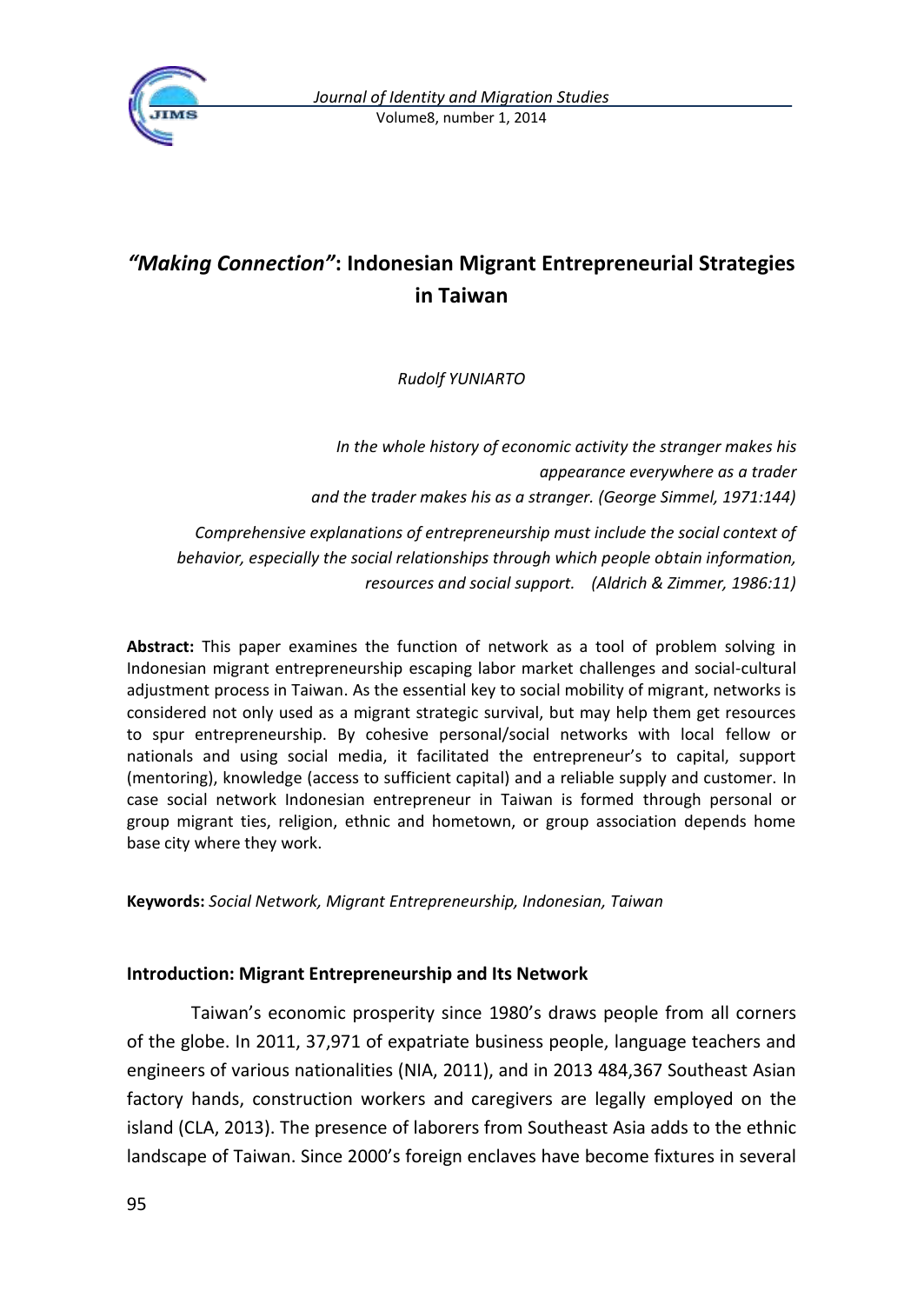# *"Making Connection"*: Indonesian Migrant Entrepreneurial Strategies in Taiwan

*Rudolf YUNIARTO*

*In the whole history of economic activity the stranger makes his appearance everywhere as a trader and the trader makes his as a stranger. (George Simmel, 1971:144)*

*Comprehensive explanations of entrepreneurship must include the social context of behavior, especially the social relationships through which people obtain information, resources and social support. (Aldrich & Zimmer, 1986:11)*

**Abstract:** This paper examines the function of network as a tool of problem solving in Indonesian migrant entrepreneurship escaping labor market challenges and social-cultural adjustment process in Taiwan. As the essential key to social mobility of migrant, networks is considered not only used as a migrant strategic survival, but may help them get resources to spur entrepreneurship. By cohesive personal/social networks with local fellow or nationals and using social media, it facilitated the entrepreneur's to capital, support (mentoring), knowledge (access to sufficient capital) and a reliable supply and customer. In case social network Indonesian entrepreneur in Taiwan is formed through personal or group migrant ties, religion, ethnic and hometown, or group association depends home base city where they work.

**Keywords:** *Social Network, Migrant Entrepreneurship, Indonesian, Taiwan*

## Introduction: Migrant Entrepreneurship and Its Network

Taiwan's economic prosperity since 1980's draws people from all corners of the globe. In 2011, 37,971 of expatriate business people, language teachers and engineers of various nationalities (NIA, 2011), and in 2013 484,367 Southeast Asian factory hands, construction workers and caregivers are legally employed on the island (CLA, 2013). The presence of laborers from Southeast Asia adds to the ethnic landscape of Taiwan. Since 2000's foreign enclaves have become fixtures in several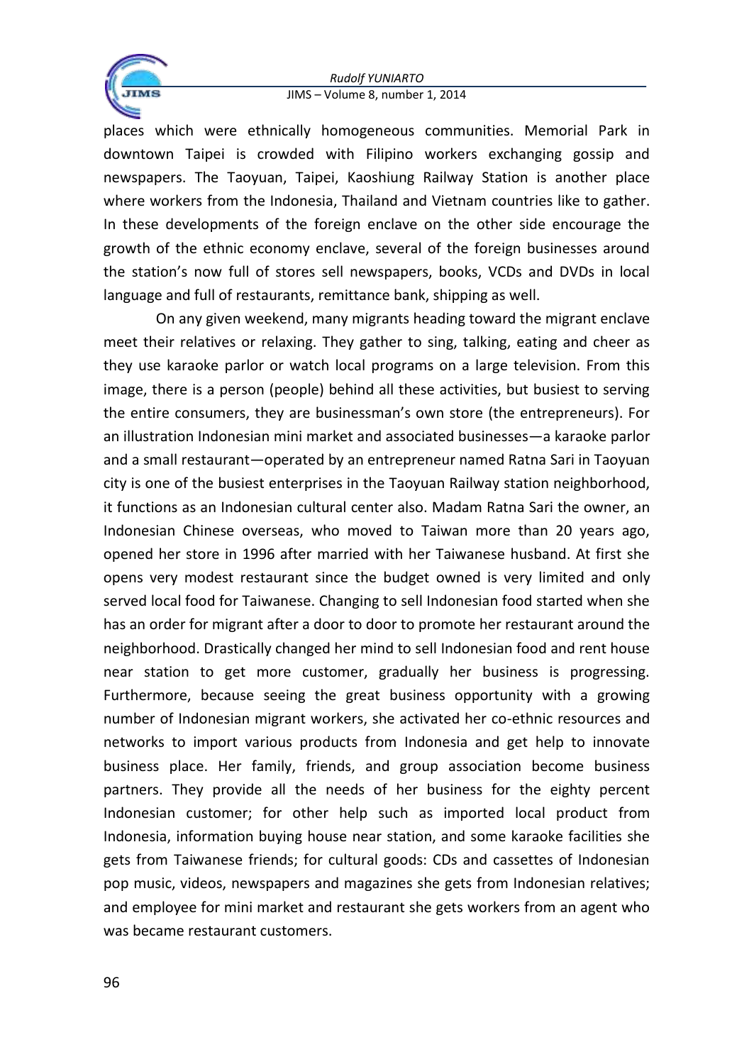places which were ethnically homogeneous communities. Memorial Park in downtown Taipei is crowded with Filipino workers exchanging gossip and newspapers. The Taoyuan, Taipei, Kaoshiung Railway Station is another place where workers from the Indonesia, Thailand and Vietnam countries like to gather. In these developments of the foreign enclave on the other side encourage the growth of the ethnic economy enclave, several of the foreign businesses around the station's now full of stores sell newspapers, books, VCDs and DVDs in local language and full of restaurants, remittance bank, shipping as well.

On any given weekend, many migrants heading toward the migrant enclave meet their relatives or relaxing. They gather to sing, talking, eating and cheer as they use karaoke parlor or watch local programs on a large television. From this image, there is a person (people) behind all these activities, but busiest to serving the entire consumers, they are businessman's own store (the entrepreneurs). For an illustration Indonesian mini market and associated businesses—a karaoke parlor and a small restaurant—operated by an entrepreneur named Ratna Sari in Taoyuan city is one of the busiest enterprises in the Taoyuan Railway station neighborhood, it functions as an Indonesian cultural center also. Madam Ratna Sari the owner, an Indonesian Chinese overseas, who moved to Taiwan more than 20 years ago, opened her store in 1996 after married with her Taiwanese husband. At first she opens very modest restaurant since the budget owned is very limited and only served local food for Taiwanese. Changing to sell Indonesian food started when she has an order for migrant after a door to door to promote her restaurant around the neighborhood. Drastically changed her mind to sell Indonesian food and rent house near station to get more customer, gradually her business is progressing. Furthermore, because seeing the great business opportunity with a growing number of Indonesian migrant workers, she activated her co-ethnic resources and networks to import various products from Indonesia and get help to innovate business place. Her family, friends, and group association become business partners. They provide all the needs of her business for the eighty percent Indonesian customer; for other help such as imported local product from Indonesia, information buying house near station, and some karaoke facilities she gets from Taiwanese friends; for cultural goods: CDs and cassettes of Indonesian pop music, videos, newspapers and magazines she gets from Indonesian relatives; and employee for mini market and restaurant she gets workers from an agent who was became restaurant customers.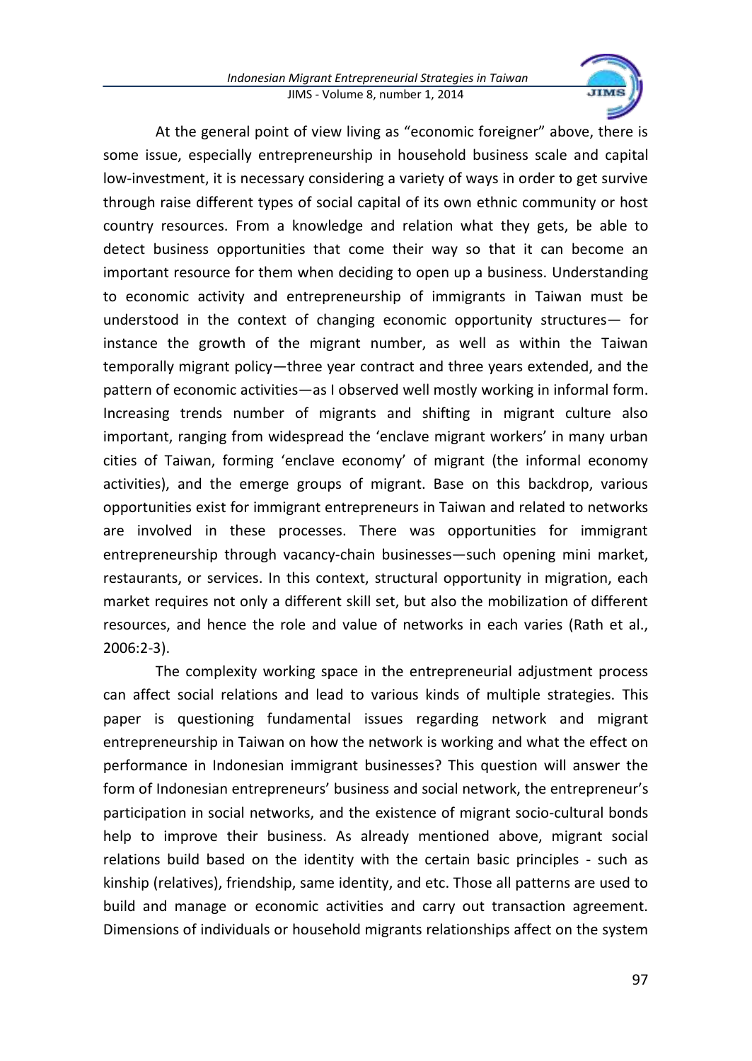At the general point of view living as "economic foreigner" above, there is some issue, especially entrepreneurship in household business scale and capital low-investment, it is necessary considering a variety of ways in order to get survive through raise different types of social capital of its own ethnic community or host country resources. From a knowledge and relation what they gets, be able to detect business opportunities that come their way so that it can become an important resource for them when deciding to open up a business. Understanding to economic activity and entrepreneurship of immigrants in Taiwan must be understood in the context of changing economic opportunity structures— for instance the growth of the migrant number, as well as within the Taiwan temporally migrant policy—three year contract and three years extended, and the pattern of economic activities—as I observed well mostly working in informal form. Increasing trends number of migrants and shifting in migrant culture also important, ranging from widespread the 'enclave migrant workers' in many urban cities of Taiwan, forming 'enclave economy' of migrant (the informal economy activities), and the emerge groups of migrant. Base on this backdrop, various opportunities exist for immigrant entrepreneurs in Taiwan and related to networks are involved in these processes. There was opportunities for immigrant entrepreneurship through vacancy-chain businesses—such opening mini market, restaurants, or services. In this context, structural opportunity in migration, each market requires not only a different skill set, but also the mobilization of different resources, and hence the role and value of networks in each varies (Rath et al., 2006:2-3).

The complexity working space in the entrepreneurial adjustment process can affect social relations and lead to various kinds of multiple strategies. This paper is questioning fundamental issues regarding network and migrant entrepreneurship in Taiwan on how the network is working and what the effect on performance in Indonesian immigrant businesses? This question will answer the form of Indonesian entrepreneurs' business and social network, the entrepreneur's participation in social networks, and the existence of migrant socio-cultural bonds help to improve their business. As already mentioned above, migrant social relations build based on the identity with the certain basic principles - such as kinship (relatives), friendship, same identity, and etc. Those all patterns are used to build and manage or economic activities and carry out transaction agreement. Dimensions of individuals or household migrants relationships affect on the system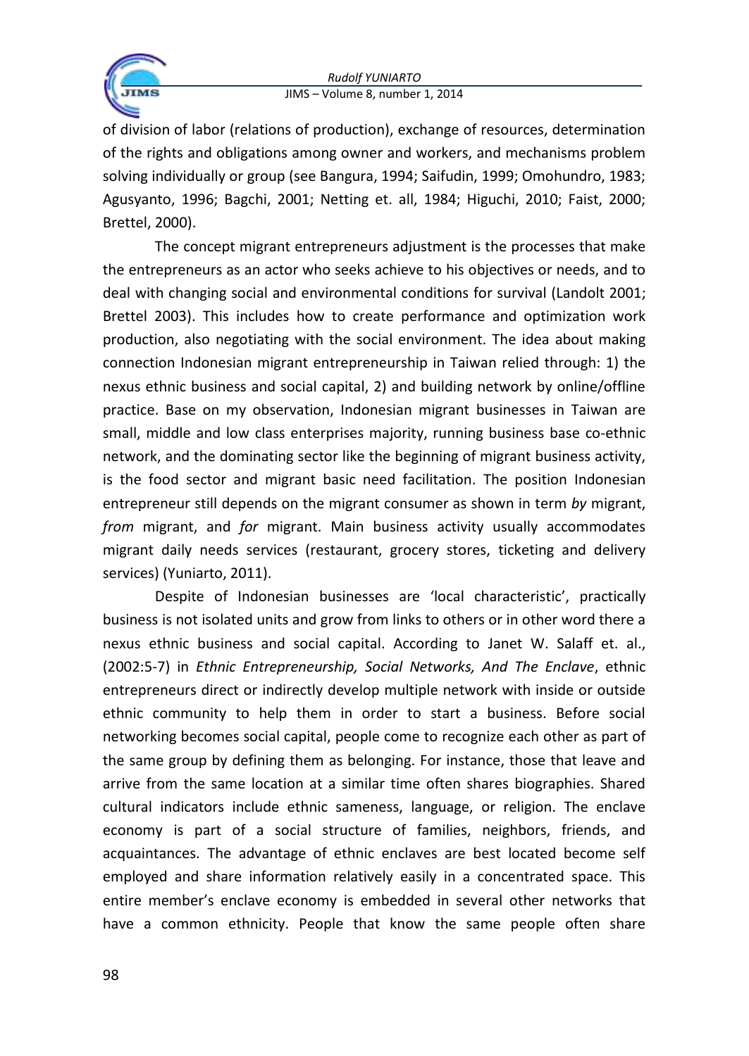of division of labor (relations of production), exchange of resources, determination of the rights and obligations among owner and workers, and mechanisms problem solving individually or group (see Bangura, 1994; Saifudin, 1999; Omohundro, 1983; Agusyanto, 1996; Bagchi, 2001; Netting et. all, 1984; Higuchi, 2010; Faist, 2000; Brettel, 2000).

The concept migrant entrepreneurs adjustment is the processes that make the entrepreneurs as an actor who seeks achieve to his objectives or needs, and to deal with changing social and environmental conditions for survival (Landolt 2001; Brettel 2003). This includes how to create performance and optimization work production, also negotiating with the social environment. The idea about making connection Indonesian migrant entrepreneurship in Taiwan relied through: 1) the nexus ethnic business and social capital, 2) and building network by online/offline practice. Base on my observation, Indonesian migrant businesses in Taiwan are small, middle and low class enterprises majority, running business base co-ethnic network, and the dominating sector like the beginning of migrant business activity, is the food sector and migrant basic need facilitation. The position Indonesian entrepreneur still depends on the migrant consumer as shown in term *by* migrant, *from* migrant, and *for* migrant. Main business activity usually accommodates migrant daily needs services (restaurant, grocery stores, ticketing and delivery services) (Yuniarto, 2011).

Despite of Indonesian businesses are 'local characteristic', practically business is not isolated units and grow from links to others or in other word there a nexus ethnic business and social capital. According to Janet W. Salaff et. al., (2002:5-7) in *Ethnic Entrepreneurship, Social Networks, And The Enclave*, ethnic entrepreneurs direct or indirectly develop multiple network with inside or outside ethnic community to help them in order to start a business. Before social networking becomes social capital, people come to recognize each other as part of the same group by defining them as belonging. For instance, those that leave and arrive from the same location at a similar time often shares biographies. Shared cultural indicators include ethnic sameness, language, or religion. The enclave economy is part of a social structure of families, neighbors, friends, and acquaintances. The advantage of ethnic enclaves are best located become self employed and share information relatively easily in a concentrated space. This entire member's enclave economy is embedded in several other networks that have a common ethnicity. People that know the same people often share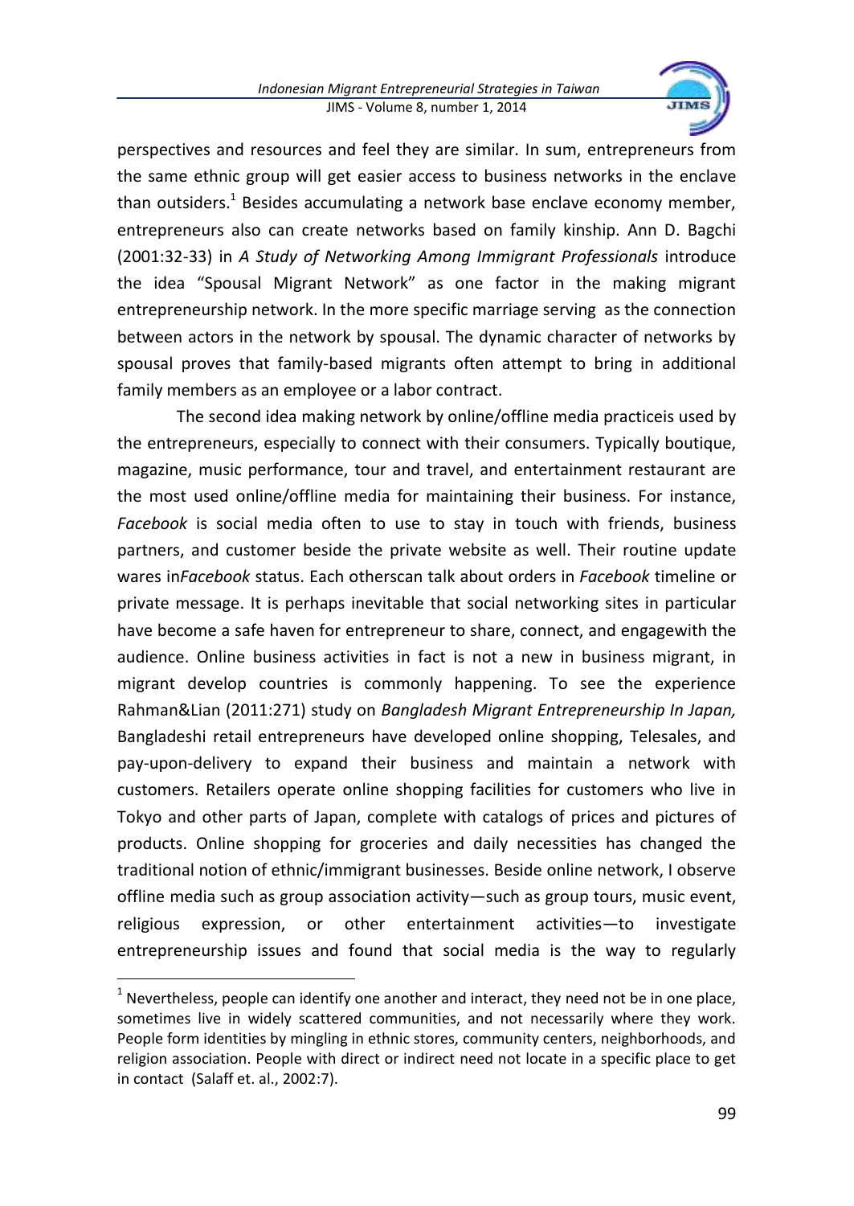perspectives and resources and feel they are similar. In sum, entrepreneurs from the same ethnic group will get easier access to business networks in the enclave than outsiders.[1] Besides accumulating a network base enclave economy member, entrepreneurs also can create networks based on family kinship. Ann D. Bagchi (2001:32-33) in *A Study of Networking Among Immigrant Professionals* introduce the idea "Spousal Migrant Network" as one factor in the making migrant entrepreneurship network. In the more specific marriage serving as the connection between actors in the network by spousal. The dynamic character of networks by spousal proves that family-based migrants often attempt to bring in additional family members as an employee or a labor contract.

The second idea making network by online/offline media practiceis used by the entrepreneurs, especially to connect with their consumers. Typically boutique, magazine, music performance, tour and travel, and entertainment restaurant are the most used online/offline media for maintaining their business. For instance, *Facebook* is social media often to use to stay in touch with friends, business partners, and customer beside the private website as well. Their routine update wares in*Facebook* status. Each otherscan talk about orders in *Facebook* timeline or private message. It is perhaps inevitable that social networking sites in particular have become a safe haven for entrepreneur to share, connect, and engagewith the audience. Online business activities in fact is not a new in business migrant, in migrant develop countries is commonly happening. To see the experience Rahman&Lian (2011:271) study on *Bangladesh Migrant Entrepreneurship In Japan,* Bangladeshi retail entrepreneurs have developed online shopping, Telesales, and pay-upon-delivery to expand their business and maintain a network with customers. Retailers operate online shopping facilities for customers who live in Tokyo and other parts of Japan, complete with catalogs of prices and pictures of products. Online shopping for groceries and daily necessities has changed the traditional notion of ethnic/immigrant businesses. Beside online network, I observe offline media such as group association activity—such as group tours, music event, religious expression, or other entertainment activities—to investigate entrepreneurship issues and found that social media is the way to regularly

---

[1] Nevertheless, people can identify one another and interact, they need not be in one place, sometimes live in widely scattered communities, and not necessarily where they work. People form identities by mingling in ethnic stores, community centers, neighborhoods, and religion association. People with direct or indirect need not locate in a specific place to get in contact (Salaff et. al., 2002:7).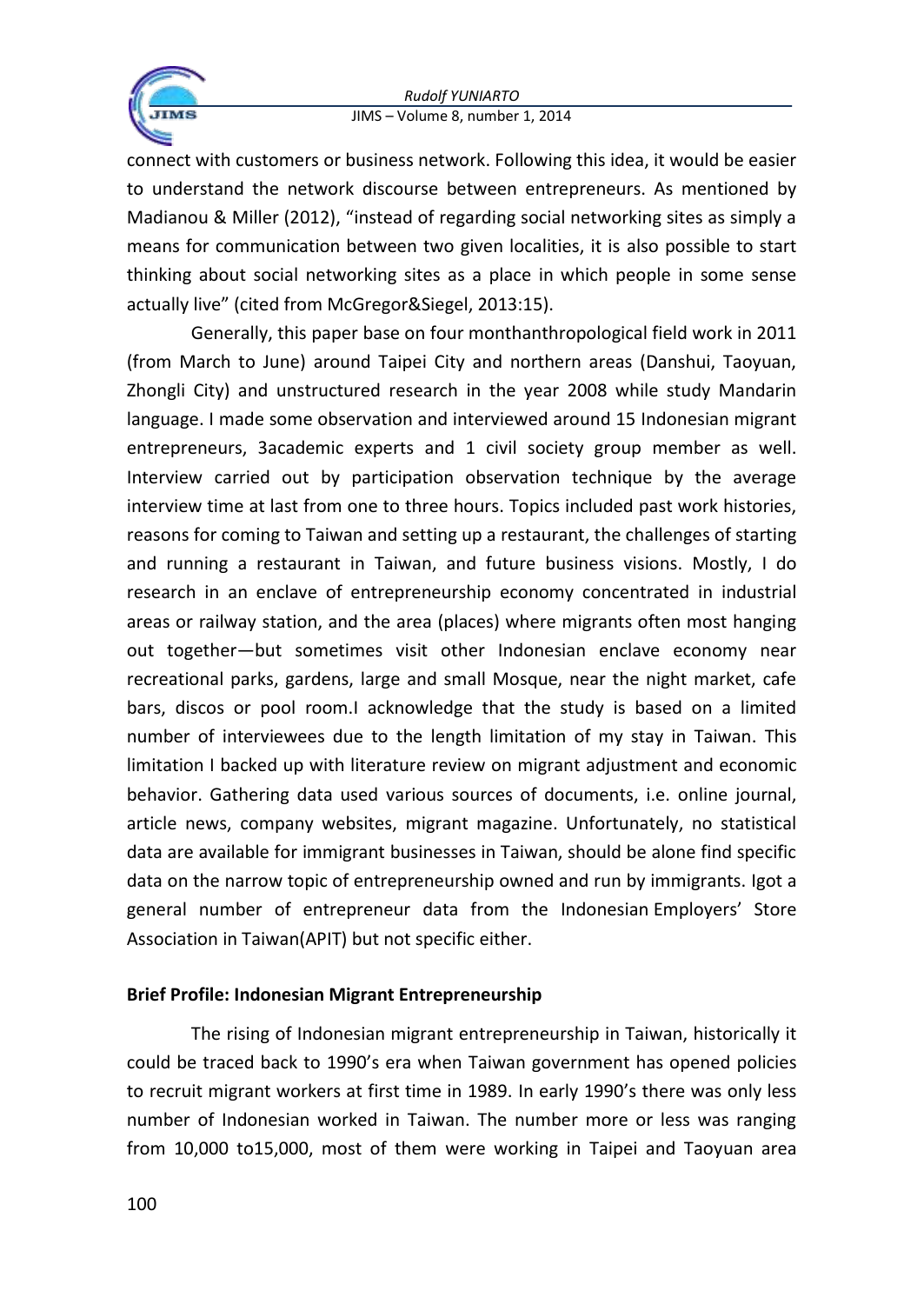connect with customers or business network. Following this idea, it would be easier to understand the network discourse between entrepreneurs. As mentioned by Madianou & Miller (2012), "instead of regarding social networking sites as simply a means for communication between two given localities, it is also possible to start thinking about social networking sites as a place in which people in some sense actually live" (cited from McGregor&Siegel, 2013:15).

Generally, this paper base on four monthanthropological field work in 2011 (from March to June) around Taipei City and northern areas (Danshui, Taoyuan, Zhongli City) and unstructured research in the year 2008 while study Mandarin language. I made some observation and interviewed around 15 Indonesian migrant entrepreneurs, 3academic experts and 1 civil society group member as well. Interview carried out by participation observation technique by the average interview time at last from one to three hours. Topics included past work histories, reasons for coming to Taiwan and setting up a restaurant, the challenges of starting and running a restaurant in Taiwan, and future business visions. Mostly, I do research in an enclave of entrepreneurship economy concentrated in industrial areas or railway station, and the area (places) where migrants often most hanging out together—but sometimes visit other Indonesian enclave economy near recreational parks, gardens, large and small Mosque, near the night market, cafe bars, discos or pool room.I acknowledge that the study is based on a limited number of interviewees due to the length limitation of my stay in Taiwan. This limitation I backed up with literature review on migrant adjustment and economic behavior. Gathering data used various sources of documents, i.e. online journal, article news, company websites, migrant magazine. Unfortunately, no statistical data are available for immigrant businesses in Taiwan, should be alone find specific data on the narrow topic of entrepreneurship owned and run by immigrants. Igot a general number of entrepreneur data from the Indonesian Employers' Store Association in Taiwan(APIT) but not specific either.

**Brief Profile: Indonesian Migrant Entrepreneurship**

The rising of Indonesian migrant entrepreneurship in Taiwan, historically it could be traced back to 1990's era when Taiwan government has opened policies to recruit migrant workers at first time in 1989. In early 1990's there was only less number of Indonesian worked in Taiwan. The number more or less was ranging from 10,000 to15,000, most of them were working in Taipei and Taoyuan area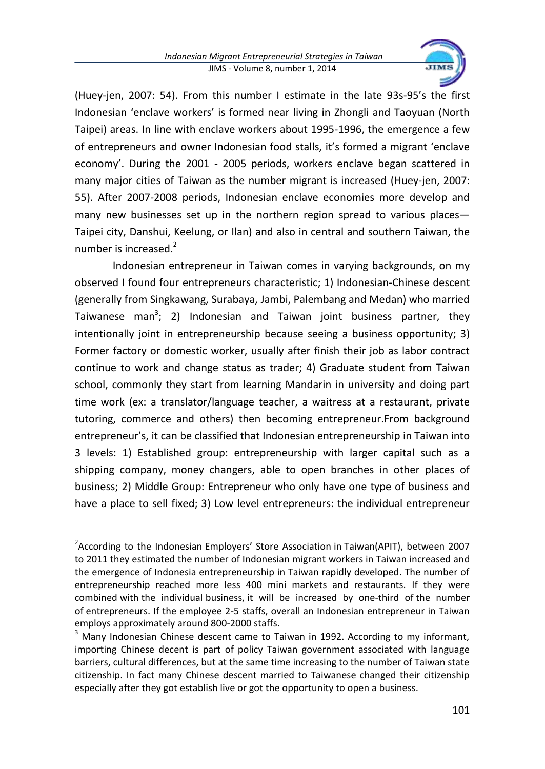(Huey-jen, 2007: 54). From this number I estimate in the late 93s-95's the first Indonesian 'enclave workers' is formed near living in Zhongli and Taoyuan (North Taipei) areas. In line with enclave workers about 1995-1996, the emergence a few of entrepreneurs and owner Indonesian food stalls, it's formed a migrant 'enclave economy'. During the 2001 - 2005 periods, workers enclave began scattered in many major cities of Taiwan as the number migrant is increased (Huey-jen, 2007: 55). After 2007-2008 periods, Indonesian enclave economies more develop and many new businesses set up in the northern region spread to various places—Taipei city, Danshui, Keelung, or Ilan) and also in central and southern Taiwan, the number is increased.[2]

Indonesian entrepreneur in Taiwan comes in varying backgrounds, on my observed I found four entrepreneurs characteristic; 1) Indonesian-Chinese descent (generally from Singkawang, Surabaya, Jambi, Palembang and Medan) who married Taiwanese man[3]; 2) Indonesian and Taiwan joint business partner, they intentionally joint in entrepreneurship because seeing a business opportunity; 3) Former factory or domestic worker, usually after finish their job as labor contract continue to work and change status as trader; 4) Graduate student from Taiwan school, commonly they start from learning Mandarin in university and doing part time work (ex: a translator/language teacher, a waitress at a restaurant, private tutoring, commerce and others) then becoming entrepreneur.From background entrepreneur's, it can be classified that Indonesian entrepreneurship in Taiwan into 3 levels: 1) Established group: entrepreneurship with larger capital such as a shipping company, money changers, able to open branches in other places of business; 2) Middle Group: Entrepreneur who only have one type of business and have a place to sell fixed; 3) Low level entrepreneurs: the individual entrepreneur

---

[2]According to the Indonesian Employers' Store Association in Taiwan(APIT), between 2007 to 2011 they estimated the number of Indonesian migrant workers in Taiwan increased and the emergence of Indonesia entrepreneurship in Taiwan rapidly developed. The number of entrepreneurship reached more less 400 mini markets and restaurants. If they were combined with the individual business, it will be increased by one-third of the number of entrepreneurs. If the employee 2-5 staffs, overall an Indonesian entrepreneur in Taiwan employs approximately around 800-2000 staffs.

[3] Many Indonesian Chinese descent came to Taiwan in 1992. According to my informant, importing Chinese decent is part of policy Taiwan government associated with language barriers, cultural differences, but at the same time increasing to the number of Taiwan state citizenship. In fact many Chinese descent married to Taiwanese changed their citizenship especially after they got establish live or got the opportunity to open a business.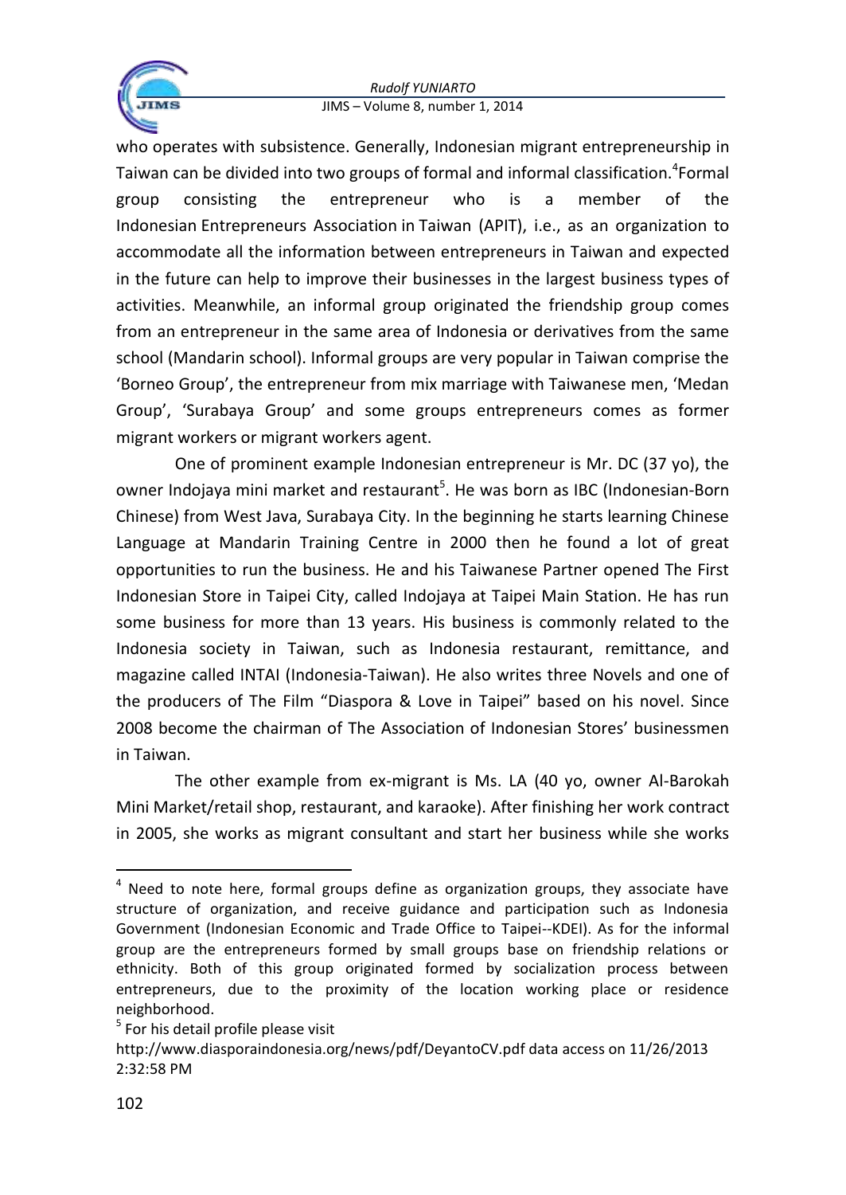who operates with subsistence. Generally, Indonesian migrant entrepreneurship in Taiwan can be divided into two groups of formal and informal classification.[4]Formal group consisting the entrepreneur who is a member of the Indonesian Entrepreneurs Association in Taiwan (APIT), i.e., as an organization to accommodate all the information between entrepreneurs in Taiwan and expected in the future can help to improve their businesses in the largest business types of activities. Meanwhile, an informal group originated the friendship group comes from an entrepreneur in the same area of Indonesia or derivatives from the same school (Mandarin school). Informal groups are very popular in Taiwan comprise the 'Borneo Group', the entrepreneur from mix marriage with Taiwanese men, 'Medan Group', 'Surabaya Group' and some groups entrepreneurs comes as former migrant workers or migrant workers agent.

One of prominent example Indonesian entrepreneur is Mr. DC (37 yo), the owner Indojaya mini market and restaurant[5]. He was born as IBC (Indonesian-Born Chinese) from West Java, Surabaya City. In the beginning he starts learning Chinese Language at Mandarin Training Centre in 2000 then he found a lot of great opportunities to run the business. He and his Taiwanese Partner opened The First Indonesian Store in Taipei City, called Indojaya at Taipei Main Station. He has run some business for more than 13 years. His business is commonly related to the Indonesia society in Taiwan, such as Indonesia restaurant, remittance, and magazine called INTAI (Indonesia-Taiwan). He also writes three Novels and one of the producers of The Film "Diaspora & Love in Taipei" based on his novel. Since 2008 become the chairman of The Association of Indonesian Stores' businessmen in Taiwan.

The other example from ex-migrant is Ms. LA (40 yo, owner Al-Barokah Mini Market/retail shop, restaurant, and karaoke). After finishing her work contract in 2005, she works as migrant consultant and start her business while she works

---

[4] Need to note here, formal groups define as organization groups, they associate have structure of organization, and receive guidance and participation such as Indonesia Government (Indonesian Economic and Trade Office to Taipei--KDEI). As for the informal group are the entrepreneurs formed by small groups base on friendship relations or ethnicity. Both of this group originated formed by socialization process between entrepreneurs, due to the proximity of the location working place or residence neighborhood.

[5] For his detail profile please visit http://www.diasporaindonesia.org/news/pdf/DeyantoCV.pdf data access on 11/26/2013 2:32:58 PM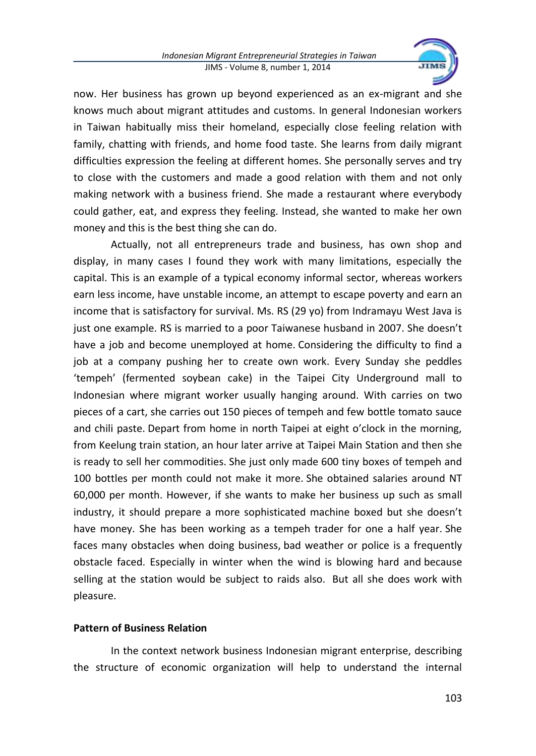now. Her business has grown up beyond experienced as an ex-migrant and she knows much about migrant attitudes and customs. In general Indonesian workers in Taiwan habitually miss their homeland, especially close feeling relation with family, chatting with friends, and home food taste. She learns from daily migrant difficulties expression the feeling at different homes. She personally serves and try to close with the customers and made a good relation with them and not only making network with a business friend. She made a restaurant where everybody could gather, eat, and express they feeling. Instead, she wanted to make her own money and this is the best thing she can do.

Actually, not all entrepreneurs trade and business, has own shop and display, in many cases I found they work with many limitations, especially the capital. This is an example of a typical economy informal sector, whereas workers earn less income, have unstable income, an attempt to escape poverty and earn an income that is satisfactory for survival. Ms. RS (29 yo) from Indramayu West Java is just one example. RS is married to a poor Taiwanese husband in 2007. She doesn't have a job and become unemployed at home. Considering the difficulty to find a job at a company pushing her to create own work. Every Sunday she peddles 'tempeh' (fermented soybean cake) in the Taipei City Underground mall to Indonesian where migrant worker usually hanging around. With carries on two pieces of a cart, she carries out 150 pieces of tempeh and few bottle tomato sauce and chili paste. Depart from home in north Taipei at eight o'clock in the morning, from Keelung train station, an hour later arrive at Taipei Main Station and then she is ready to sell her commodities. She just only made 600 tiny boxes of tempeh and 100 bottles per month could not make it more. She obtained salaries around NT 60,000 per month. However, if she wants to make her business up such as small industry, it should prepare a more sophisticated machine boxed but she doesn't have money. She has been working as a tempeh trader for one a half year. She faces many obstacles when doing business, bad weather or police is a frequently obstacle faced. Especially in winter when the wind is blowing hard and because selling at the station would be subject to raids also. But all she does work with pleasure.

**Pattern of Business Relation**

In the context network business Indonesian migrant enterprise, describing the structure of economic organization will help to understand the internal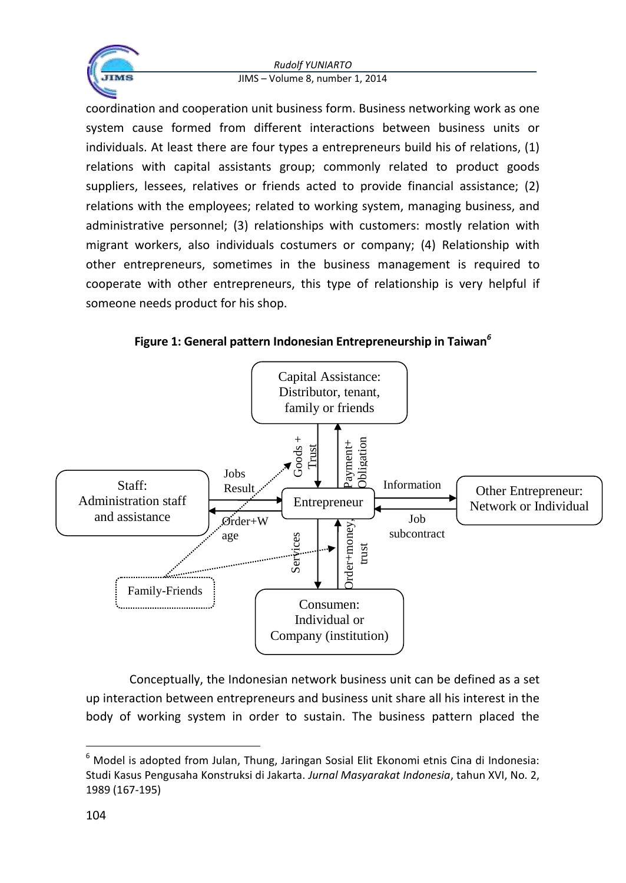coordination and cooperation unit business form. Business networking work as one system cause formed from different interactions between business units or individuals. At least there are four types a entrepreneurs build his of relations, (1) relations with capital assistants group; commonly related to product goods suppliers, lessees, relatives or friends acted to provide financial assistance; (2) relations with the employees; related to working system, managing business, and administrative personnel; (3) relationships with customers: mostly relation with migrant workers, also individuals costumers or company; (4) Relationship with other entrepreneurs, sometimes in the business management is required to cooperate with other entrepreneurs, this type of relationship is very helpful if someone needs product for his shop.

**Figure 1: General pattern Indonesian Entrepreneurship in Taiwan**[6]

Capital Assistance: Distributor, tenant, family or friends

Goods + Trust

Payment+ Obligation

Staff: Administration staff and assistance

Jobs Result

Order+Wage

Entrepreneur

Information

Job subcontract

Other Entrepreneur: Network or Individual

Services

Order+money trust

Family-Friends

Consumen: Individual or Company (institution)

Conceptually, the Indonesian network business unit can be defined as a set up interaction between entrepreneurs and business unit share all his interest in the body of working system in order to sustain. The business pattern placed the

[6] Model is adopted from Julan, Thung, Jaringan Sosial Elit Ekonomi etnis Cina di Indonesia: Studi Kasus Pengusaha Konstruksi di Jakarta. *Jurnal Masyarakat Indonesia*, tahun XVI, No. 2, 1989 (167-195)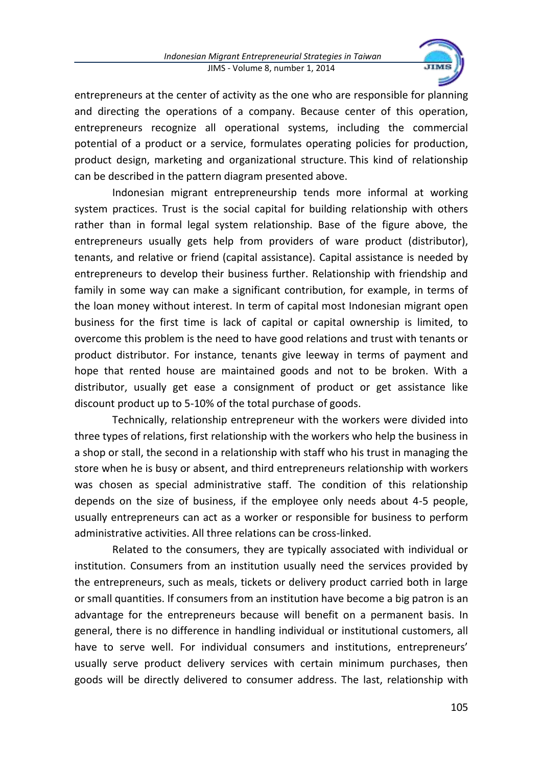entrepreneurs at the center of activity as the one who are responsible for planning and directing the operations of a company. Because center of this operation, entrepreneurs recognize all operational systems, including the commercial potential of a product or a service, formulates operating policies for production, product design, marketing and organizational structure. This kind of relationship can be described in the pattern diagram presented above.

Indonesian migrant entrepreneurship tends more informal at working system practices. Trust is the social capital for building relationship with others rather than in formal legal system relationship. Base of the figure above, the entrepreneurs usually gets help from providers of ware product (distributor), tenants, and relative or friend (capital assistance). Capital assistance is needed by entrepreneurs to develop their business further. Relationship with friendship and family in some way can make a significant contribution, for example, in terms of the loan money without interest. In term of capital most Indonesian migrant open business for the first time is lack of capital or capital ownership is limited, to overcome this problem is the need to have good relations and trust with tenants or product distributor. For instance, tenants give leeway in terms of payment and hope that rented house are maintained goods and not to be broken. With a distributor, usually get ease a consignment of product or get assistance like discount product up to 5-10% of the total purchase of goods.

Technically, relationship entrepreneur with the workers were divided into three types of relations, first relationship with the workers who help the business in a shop or stall, the second in a relationship with staff who his trust in managing the store when he is busy or absent, and third entrepreneurs relationship with workers was chosen as special administrative staff. The condition of this relationship depends on the size of business, if the employee only needs about 4-5 people, usually entrepreneurs can act as a worker or responsible for business to perform administrative activities. All three relations can be cross-linked.

Related to the consumers, they are typically associated with individual or institution. Consumers from an institution usually need the services provided by the entrepreneurs, such as meals, tickets or delivery product carried both in large or small quantities. If consumers from an institution have become a big patron is an advantage for the entrepreneurs because will benefit on a permanent basis. In general, there is no difference in handling individual or institutional customers, all have to serve well. For individual consumers and institutions, entrepreneurs' usually serve product delivery services with certain minimum purchases, then goods will be directly delivered to consumer address. The last, relationship with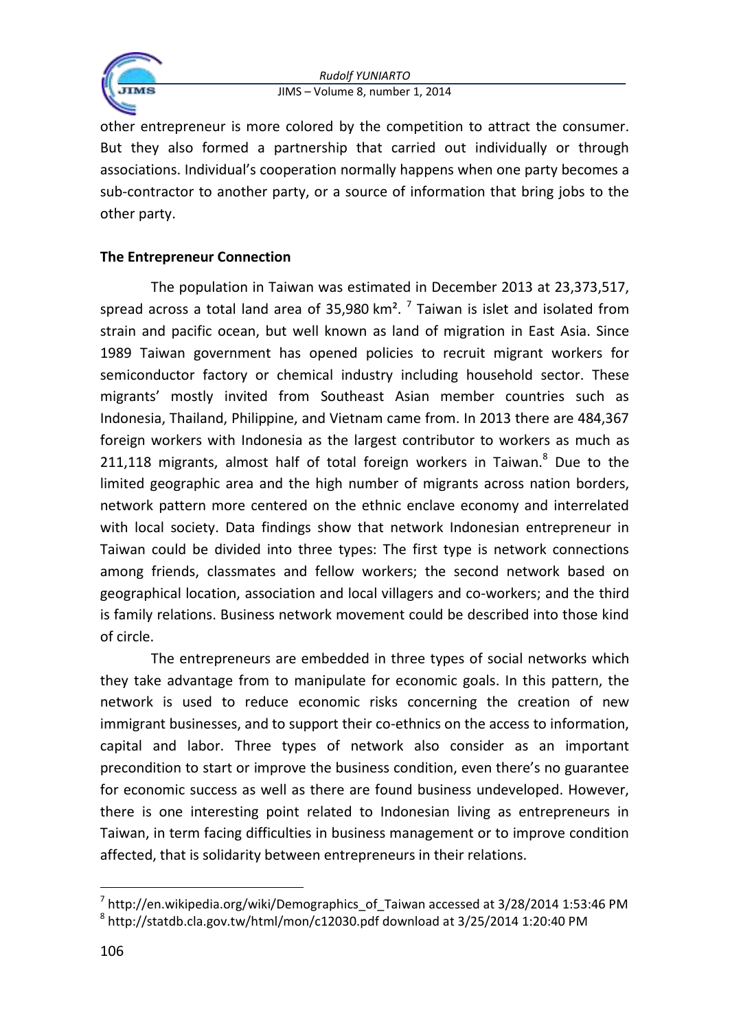other entrepreneur is more colored by the competition to attract the consumer. But they also formed a partnership that carried out individually or through associations. Individual's cooperation normally happens when one party becomes a sub-contractor to another party, or a source of information that bring jobs to the other party.

**The Entrepreneur Connection**

The population in Taiwan was estimated in December 2013 at 23,373,517, spread across a total land area of 35,980 km². [7] Taiwan is islet and isolated from strain and pacific ocean, but well known as land of migration in East Asia. Since 1989 Taiwan government has opened policies to recruit migrant workers for semiconductor factory or chemical industry including household sector. These migrants' mostly invited from Southeast Asian member countries such as Indonesia, Thailand, Philippine, and Vietnam came from. In 2013 there are 484,367 foreign workers with Indonesia as the largest contributor to workers as much as 211,118 migrants, almost half of total foreign workers in Taiwan.[8] Due to the limited geographic area and the high number of migrants across nation borders, network pattern more centered on the ethnic enclave economy and interrelated with local society. Data findings show that network Indonesian entrepreneur in Taiwan could be divided into three types: The first type is network connections among friends, classmates and fellow workers; the second network based on geographical location, association and local villagers and co-workers; and the third is family relations. Business network movement could be described into those kind of circle.

The entrepreneurs are embedded in three types of social networks which they take advantage from to manipulate for economic goals. In this pattern, the network is used to reduce economic risks concerning the creation of new immigrant businesses, and to support their co-ethnics on the access to information, capital and labor. Three types of network also consider as an important precondition to start or improve the business condition, even there's no guarantee for economic success as well as there are found business undeveloped. However, there is one interesting point related to Indonesian living as entrepreneurs in Taiwan, in term facing difficulties in business management or to improve condition affected, that is solidarity between entrepreneurs in their relations.

---

[7] http://en.wikipedia.org/wiki/Demographics_of_Taiwan accessed at 3/28/2014 1:53:46 PM

[8] http://statdb.cla.gov.tw/html/mon/c12030.pdf download at 3/25/2014 1:20:40 PM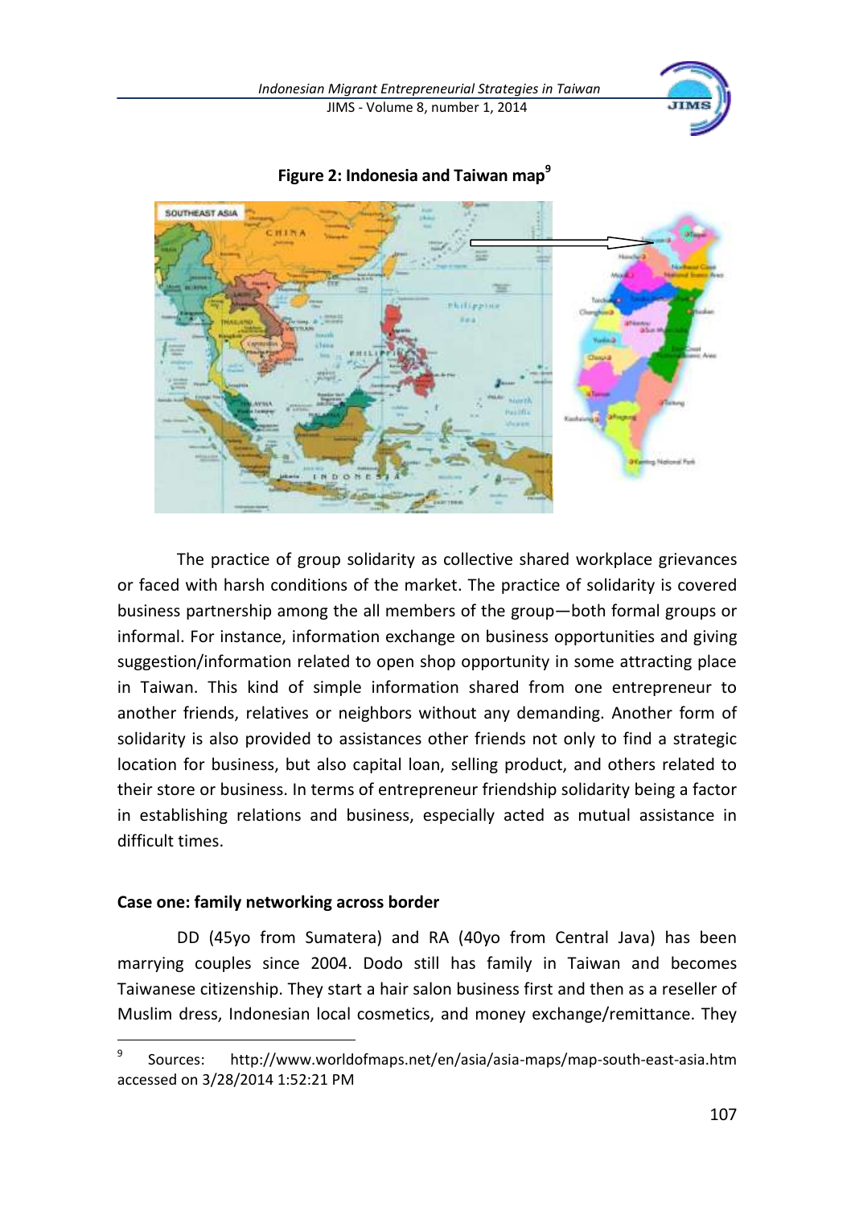**Figure 2: Indonesia and Taiwan map**[9]

The practice of group solidarity as collective shared workplace grievances or faced with harsh conditions of the market. The practice of solidarity is covered business partnership among the all members of the group—both formal groups or informal. For instance, information exchange on business opportunities and giving suggestion/information related to open shop opportunity in some attracting place in Taiwan. This kind of simple information shared from one entrepreneur to another friends, relatives or neighbors without any demanding. Another form of solidarity is also provided to assistances other friends not only to find a strategic location for business, but also capital loan, selling product, and others related to their store or business. In terms of entrepreneur friendship solidarity being a factor in establishing relations and business, especially acted as mutual assistance in difficult times.

**Case one: family networking across border**

DD (45yo from Sumatera) and RA (40yo from Central Java) has been marrying couples since 2004. Dodo still has family in Taiwan and becomes Taiwanese citizenship. They start a hair salon business first and then as a reseller of Muslim dress, Indonesian local cosmetics, and money exchange/remittance. They

[9] Sources: http://www.worldofmaps.net/en/asia/asia-maps/map-south-east-asia.htm accessed on 3/28/2014 1:52:21 PM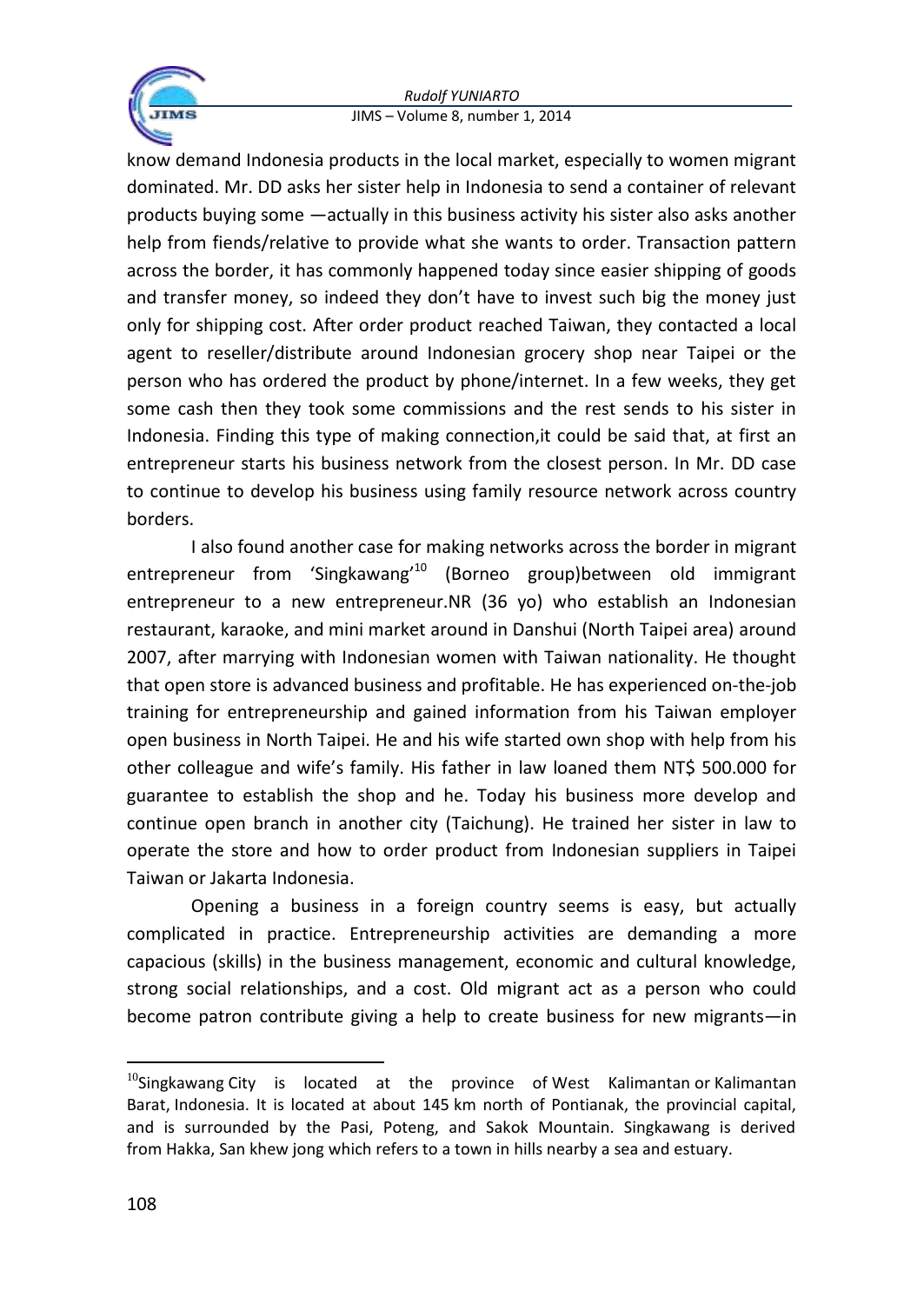know demand Indonesia products in the local market, especially to women migrant dominated. Mr. DD asks her sister help in Indonesia to send a container of relevant products buying some —actually in this business activity his sister also asks another help from fiends/relative to provide what she wants to order. Transaction pattern across the border, it has commonly happened today since easier shipping of goods and transfer money, so indeed they don't have to invest such big the money just only for shipping cost. After order product reached Taiwan, they contacted a local agent to reseller/distribute around Indonesian grocery shop near Taipei or the person who has ordered the product by phone/internet. In a few weeks, they get some cash then they took some commissions and the rest sends to his sister in Indonesia. Finding this type of making connection,it could be said that, at first an entrepreneur starts his business network from the closest person. In Mr. DD case to continue to develop his business using family resource network across country borders.

I also found another case for making networks across the border in migrant entrepreneur from 'Singkawang'[10] (Borneo group)between old immigrant entrepreneur to a new entrepreneur.NR (36 yo) who establish an Indonesian restaurant, karaoke, and mini market around in Danshui (North Taipei area) around 2007, after marrying with Indonesian women with Taiwan nationality. He thought that open store is advanced business and profitable. He has experienced on-the-job training for entrepreneurship and gained information from his Taiwan employer open business in North Taipei. He and his wife started own shop with help from his other colleague and wife's family. His father in law loaned them NT$ 500.000 for guarantee to establish the shop and he. Today his business more develop and continue open branch in another city (Taichung). He trained her sister in law to operate the store and how to order product from Indonesian suppliers in Taipei Taiwan or Jakarta Indonesia.

Opening a business in a foreign country seems is easy, but actually complicated in practice. Entrepreneurship activities are demanding a more capacious (skills) in the business management, economic and cultural knowledge, strong social relationships, and a cost. Old migrant act as a person who could become patron contribute giving a help to create business for new migrants—in

[10] Singkawang City is located at the province of West Kalimantan or Kalimantan Barat, Indonesia. It is located at about 145 km north of Pontianak, the provincial capital, and is surrounded by the Pasi, Poteng, and Sakok Mountain. Singkawang is derived from Hakka, San khew jong which refers to a town in hills nearby a sea and estuary.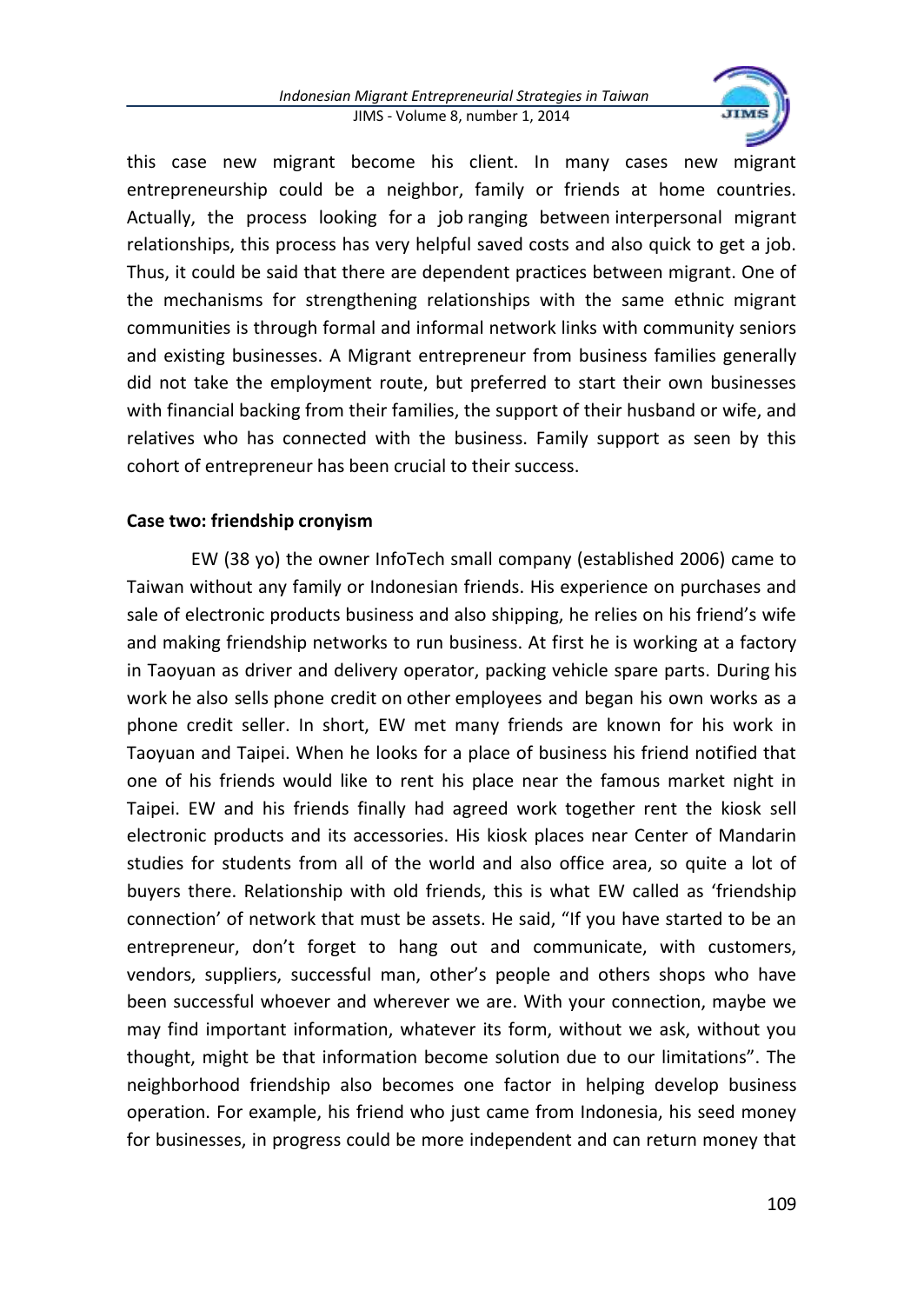this case new migrant become his client. In many cases new migrant entrepreneurship could be a neighbor, family or friends at home countries. Actually, the process looking for a job ranging between interpersonal migrant relationships, this process has very helpful saved costs and also quick to get a job. Thus, it could be said that there are dependent practices between migrant. One of the mechanisms for strengthening relationships with the same ethnic migrant communities is through formal and informal network links with community seniors and existing businesses. A Migrant entrepreneur from business families generally did not take the employment route, but preferred to start their own businesses with financial backing from their families, the support of their husband or wife, and relatives who has connected with the business. Family support as seen by this cohort of entrepreneur has been crucial to their success.

**Case two: friendship cronyism**

EW (38 yo) the owner InfoTech small company (established 2006) came to Taiwan without any family or Indonesian friends. His experience on purchases and sale of electronic products business and also shipping, he relies on his friend's wife and making friendship networks to run business. At first he is working at a factory in Taoyuan as driver and delivery operator, packing vehicle spare parts. During his work he also sells phone credit on other employees and began his own works as a phone credit seller. In short, EW met many friends are known for his work in Taoyuan and Taipei. When he looks for a place of business his friend notified that one of his friends would like to rent his place near the famous market night in Taipei. EW and his friends finally had agreed work together rent the kiosk sell electronic products and its accessories. His kiosk places near Center of Mandarin studies for students from all of the world and also office area, so quite a lot of buyers there. Relationship with old friends, this is what EW called as 'friendship connection' of network that must be assets. He said, "If you have started to be an entrepreneur, don't forget to hang out and communicate, with customers, vendors, suppliers, successful man, other's people and others shops who have been successful whoever and wherever we are. With your connection, maybe we may find important information, whatever its form, without we ask, without you thought, might be that information become solution due to our limitations". The neighborhood friendship also becomes one factor in helping develop business operation. For example, his friend who just came from Indonesia, his seed money for businesses, in progress could be more independent and can return money that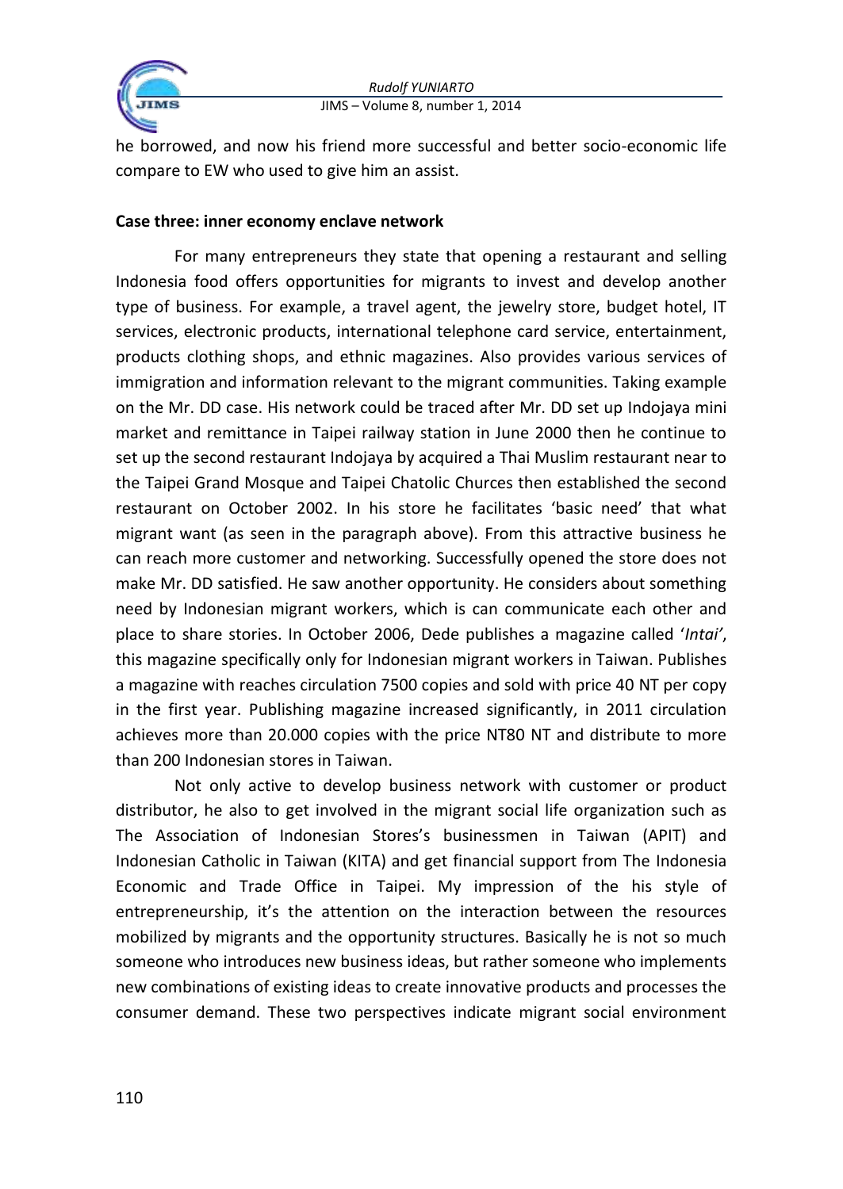he borrowed, and now his friend more successful and better socio-economic life compare to EW who used to give him an assist.

**Case three: inner economy enclave network**

For many entrepreneurs they state that opening a restaurant and selling Indonesia food offers opportunities for migrants to invest and develop another type of business. For example, a travel agent, the jewelry store, budget hotel, IT services, electronic products, international telephone card service, entertainment, products clothing shops, and ethnic magazines. Also provides various services of immigration and information relevant to the migrant communities. Taking example on the Mr. DD case. His network could be traced after Mr. DD set up Indojaya mini market and remittance in Taipei railway station in June 2000 then he continue to set up the second restaurant Indojaya by acquired a Thai Muslim restaurant near to the Taipei Grand Mosque and Taipei Chatolic Churces then established the second restaurant on October 2002. In his store he facilitates 'basic need' that what migrant want (as seen in the paragraph above). From this attractive business he can reach more customer and networking. Successfully opened the store does not make Mr. DD satisfied. He saw another opportunity. He considers about something need by Indonesian migrant workers, which is can communicate each other and place to share stories. In October 2006, Dede publishes a magazine called '*Intai*', this magazine specifically only for Indonesian migrant workers in Taiwan. Publishes a magazine with reaches circulation 7500 copies and sold with price 40 NT per copy in the first year. Publishing magazine increased significantly, in 2011 circulation achieves more than 20.000 copies with the price NT80 NT and distribute to more than 200 Indonesian stores in Taiwan.

Not only active to develop business network with customer or product distributor, he also to get involved in the migrant social life organization such as The Association of Indonesian Stores's businessmen in Taiwan (APIT) and Indonesian Catholic in Taiwan (KITA) and get financial support from The Indonesia Economic and Trade Office in Taipei. My impression of the his style of entrepreneurship, it's the attention on the interaction between the resources mobilized by migrants and the opportunity structures. Basically he is not so much someone who introduces new business ideas, but rather someone who implements new combinations of existing ideas to create innovative products and processes the consumer demand. These two perspectives indicate migrant social environment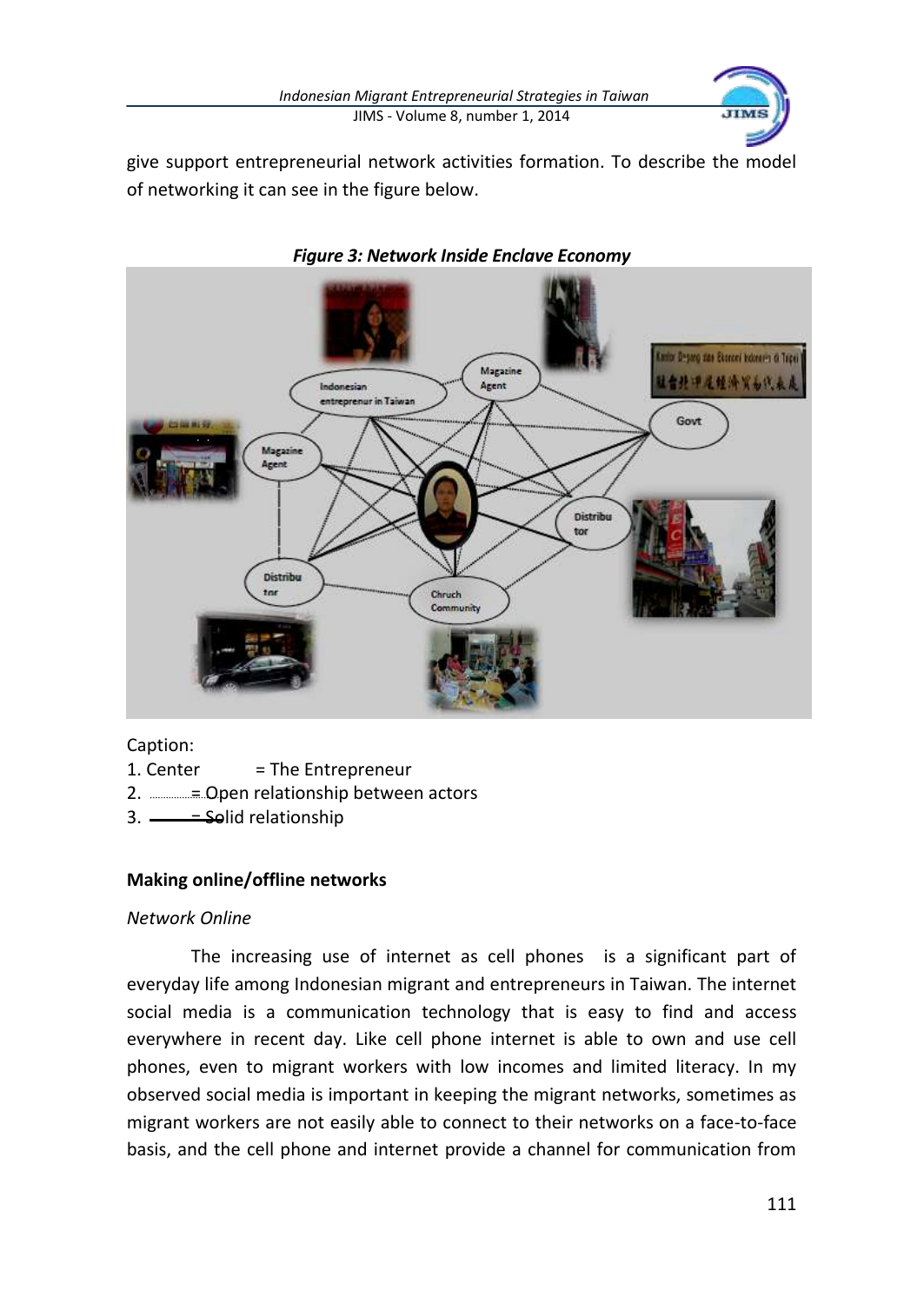give support entrepreneurial network activities formation. To describe the model of networking it can see in the figure below.

***Figure 3: Network Inside Enclave Economy***

Caption:
1. Center = The Entrepreneur
2. ............ = Open relationship between actors
3. ——— = Solid relationship

**Making online/offline networks**

*Network Online*

The increasing use of internet as cell phones is a significant part of everyday life among Indonesian migrant and entrepreneurs in Taiwan. The internet social media is a communication technology that is easy to find and access everywhere in recent day. Like cell phone internet is able to own and use cell phones, even to migrant workers with low incomes and limited literacy. In my observed social media is important in keeping the migrant networks, sometimes as migrant workers are not easily able to connect to their networks on a face-to-face basis, and the cell phone and internet provide a channel for communication from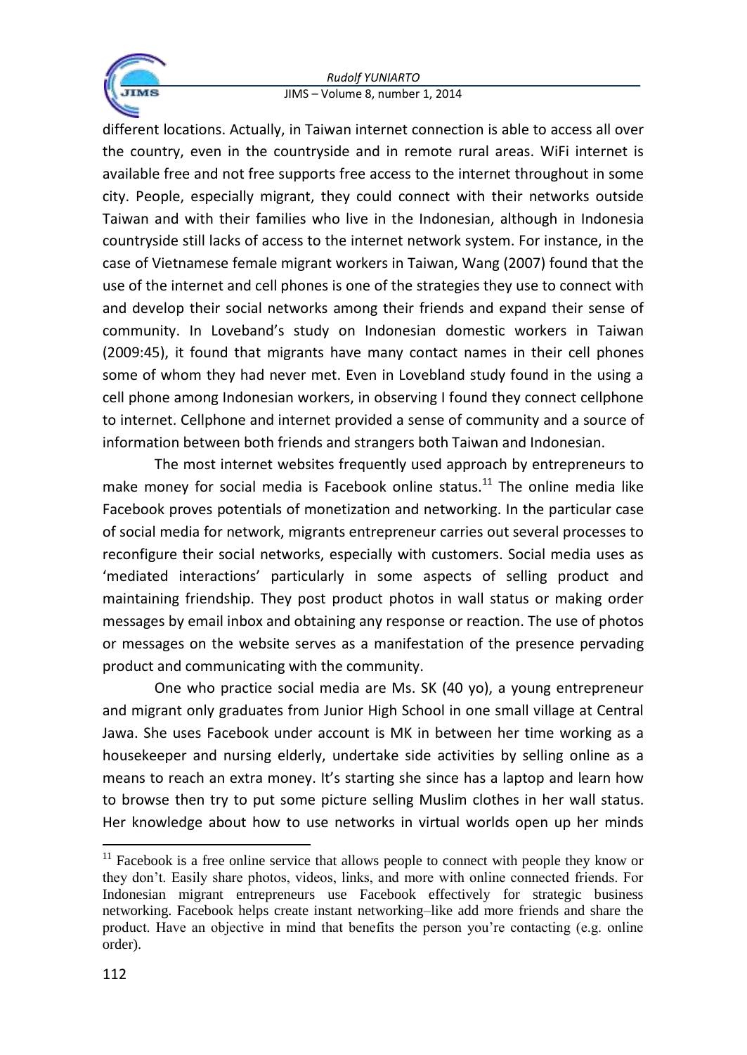different locations. Actually, in Taiwan internet connection is able to access all over the country, even in the countryside and in remote rural areas. WiFi internet is available free and not free supports free access to the internet throughout in some city. People, especially migrant, they could connect with their networks outside Taiwan and with their families who live in the Indonesian, although in Indonesia countryside still lacks of access to the internet network system. For instance, in the case of Vietnamese female migrant workers in Taiwan, Wang (2007) found that the use of the internet and cell phones is one of the strategies they use to connect with and develop their social networks among their friends and expand their sense of community. In Loveband's study on Indonesian domestic workers in Taiwan (2009:45), it found that migrants have many contact names in their cell phones some of whom they had never met. Even in Lovebland study found in the using a cell phone among Indonesian workers, in observing I found they connect cellphone to internet. Cellphone and internet provided a sense of community and a source of information between both friends and strangers both Taiwan and Indonesian.

The most internet websites frequently used approach by entrepreneurs to make money for social media is Facebook online status.[11] The online media like Facebook proves potentials of monetization and networking. In the particular case of social media for network, migrants entrepreneur carries out several processes to reconfigure their social networks, especially with customers. Social media uses as 'mediated interactions' particularly in some aspects of selling product and maintaining friendship. They post product photos in wall status or making order messages by email inbox and obtaining any response or reaction. The use of photos or messages on the website serves as a manifestation of the presence pervading product and communicating with the community.

One who practice social media are Ms. SK (40 yo), a young entrepreneur and migrant only graduates from Junior High School in one small village at Central Jawa. She uses Facebook under account is MK in between her time working as a housekeeper and nursing elderly, undertake side activities by selling online as a means to reach an extra money. It's starting she since has a laptop and learn how to browse then try to put some picture selling Muslim clothes in her wall status. Her knowledge about how to use networks in virtual worlds open up her minds

---

[11] Facebook is a free online service that allows people to connect with people they know or they don't. Easily share photos, videos, links, and more with online connected friends. For Indonesian migrant entrepreneurs use Facebook effectively for strategic business networking. Facebook helps create instant networking–like add more friends and share the product. Have an objective in mind that benefits the person you're contacting (e.g. online order).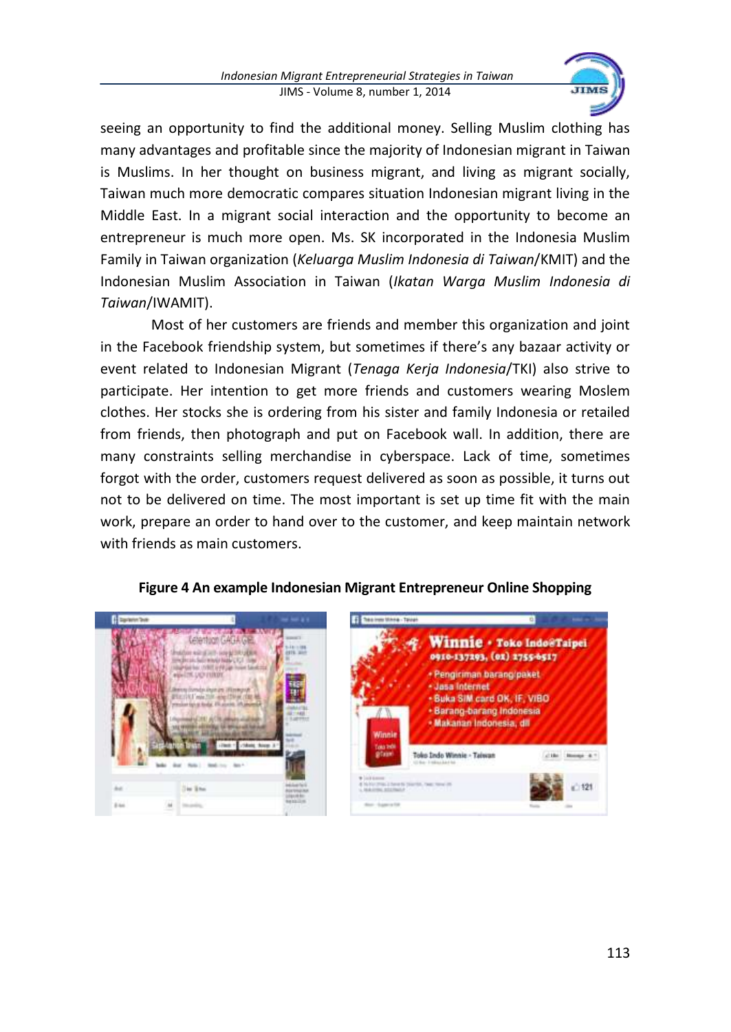seeing an opportunity to find the additional money. Selling Muslim clothing has many advantages and profitable since the majority of Indonesian migrant in Taiwan is Muslims. In her thought on business migrant, and living as migrant socially, Taiwan much more democratic compares situation Indonesian migrant living in the Middle East. In a migrant social interaction and the opportunity to become an entrepreneur is much more open. Ms. SK incorporated in the Indonesia Muslim Family in Taiwan organization (*Keluarga Muslim Indonesia di Taiwan*/KMIT) and the Indonesian Muslim Association in Taiwan (*Ikatan Warga Muslim Indonesia di Taiwan*/IWAMIT).

Most of her customers are friends and member this organization and joint in the Facebook friendship system, but sometimes if there's any bazaar activity or event related to Indonesian Migrant (*Tenaga Kerja Indonesia*/TKI) also strive to participate. Her intention to get more friends and customers wearing Moslem clothes. Her stocks she is ordering from his sister and family Indonesia or retailed from friends, then photograph and put on Facebook wall. In addition, there are many constraints selling merchandise in cyberspace. Lack of time, sometimes forgot with the order, customers request delivered as soon as possible, it turns out not to be delivered on time. The most important is set up time fit with the main work, prepare an order to hand over to the customer, and keep maintain network with friends as main customers.

**Figure 4 An example Indonesian Migrant Entrepreneur Online Shopping**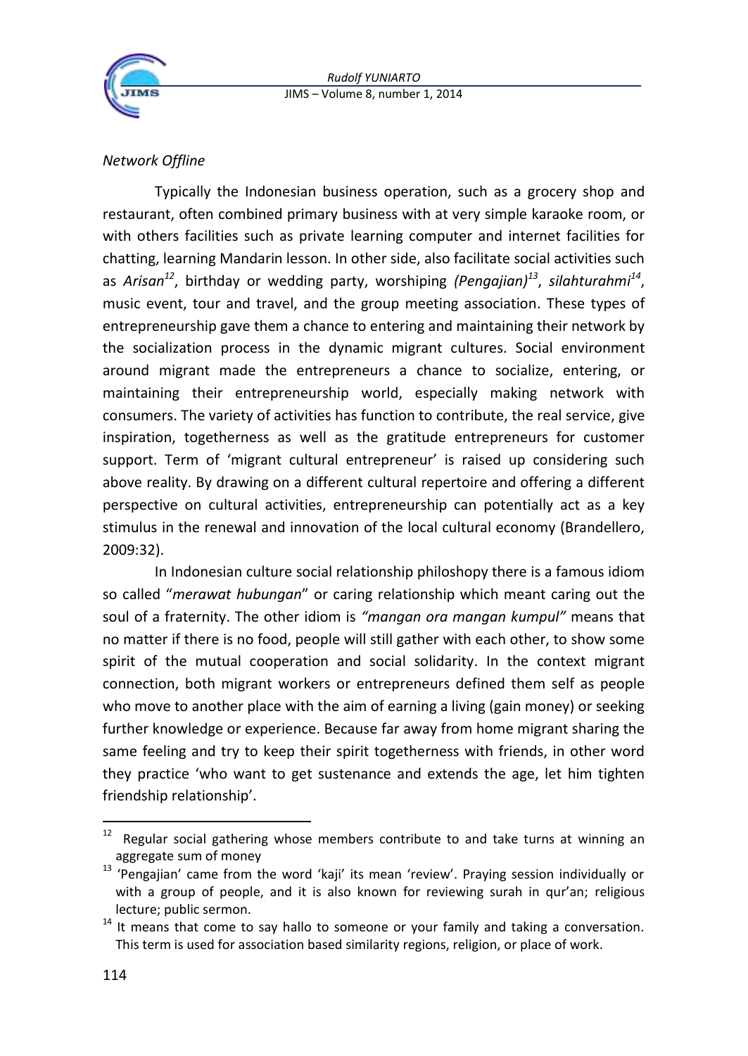*Network Offline*

Typically the Indonesian business operation, such as a grocery shop and restaurant, often combined primary business with at very simple karaoke room, or with others facilities such as private learning computer and internet facilities for chatting, learning Mandarin lesson. In other side, also facilitate social activities such as *Arisan*[12], birthday or wedding party, worshiping *(Pengajian)*[13], *silahturahmi*[14], music event, tour and travel, and the group meeting association. These types of entrepreneurship gave them a chance to entering and maintaining their network by the socialization process in the dynamic migrant cultures. Social environment around migrant made the entrepreneurs a chance to socialize, entering, or maintaining their entrepreneurship world, especially making network with consumers. The variety of activities has function to contribute, the real service, give inspiration, togetherness as well as the gratitude entrepreneurs for customer support. Term of 'migrant cultural entrepreneur' is raised up considering such above reality. By drawing on a different cultural repertoire and offering a different perspective on cultural activities, entrepreneurship can potentially act as a key stimulus in the renewal and innovation of the local cultural economy (Brandellero, 2009:32).

In Indonesian culture social relationship philoshopy there is a famous idiom so called "*merawat hubungan*" or caring relationship which meant caring out the soul of a fraternity. The other idiom is *"mangan ora mangan kumpul"* means that no matter if there is no food, people will still gather with each other, to show some spirit of the mutual cooperation and social solidarity. In the context migrant connection, both migrant workers or entrepreneurs defined them self as people who move to another place with the aim of earning a living (gain money) or seeking further knowledge or experience. Because far away from home migrant sharing the same feeling and try to keep their spirit togetherness with friends, in other word they practice 'who want to get sustenance and extends the age, let him tighten friendship relationship'.

---

[12] Regular social gathering whose members contribute to and take turns at winning an aggregate sum of money

[13] 'Pengajian' came from the word 'kaji' its mean 'review'. Praying session individually or with a group of people, and it is also known for reviewing surah in qur'an; religious lecture; public sermon.

[14] It means that come to say hallo to someone or your family and taking a conversation. This term is used for association based similarity regions, religion, or place of work.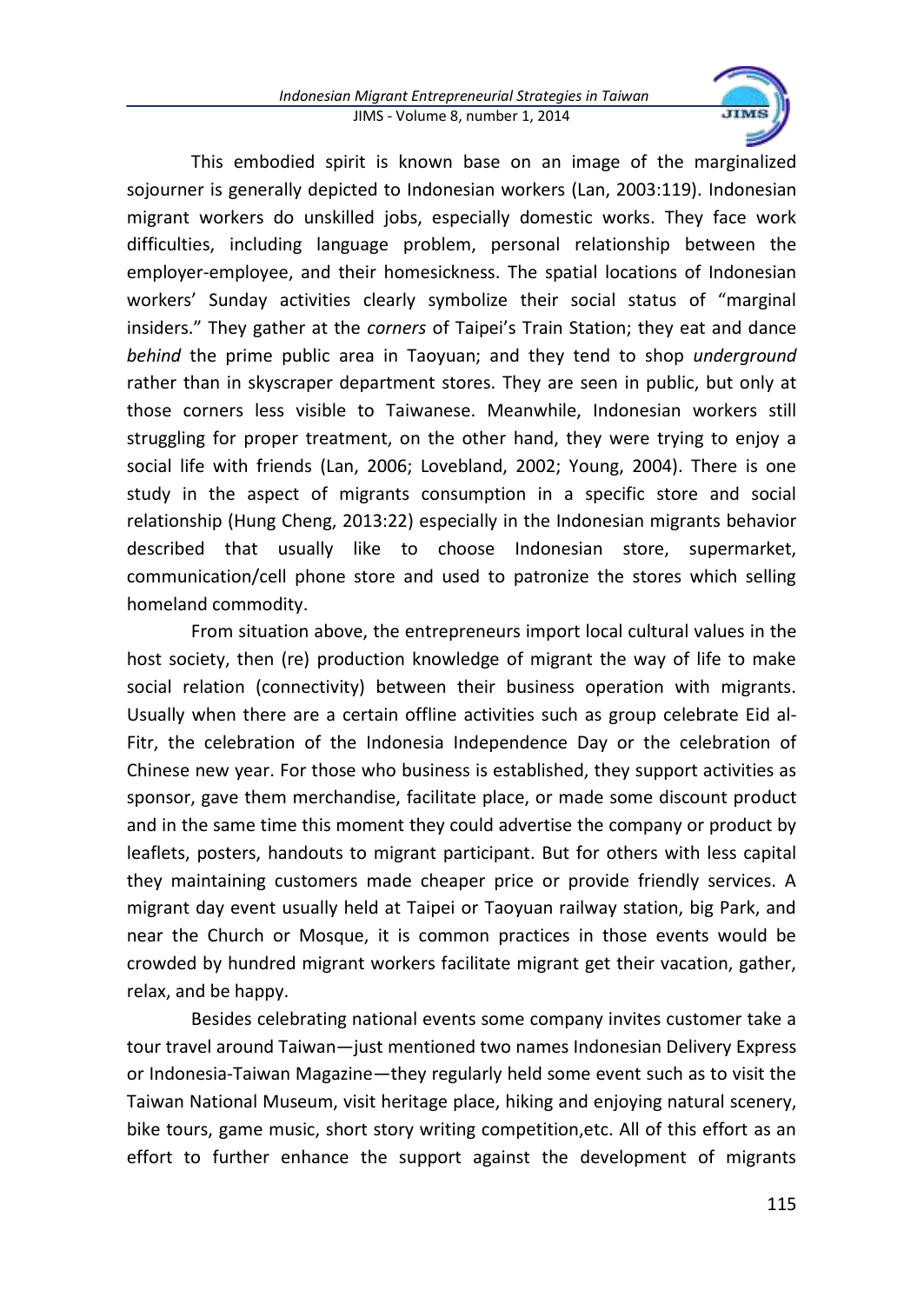This embodied spirit is known base on an image of the marginalized sojourner is generally depicted to Indonesian workers (Lan, 2003:119). Indonesian migrant workers do unskilled jobs, especially domestic works. They face work difficulties, including language problem, personal relationship between the employer-employee, and their homesickness. The spatial locations of Indonesian workers' Sunday activities clearly symbolize their social status of "marginal insiders." They gather at the *corners* of Taipei's Train Station; they eat and dance *behind* the prime public area in Taoyuan; and they tend to shop *underground* rather than in skyscraper department stores. They are seen in public, but only at those corners less visible to Taiwanese. Meanwhile, Indonesian workers still struggling for proper treatment, on the other hand, they were trying to enjoy a social life with friends (Lan, 2006; Lovebland, 2002; Young, 2004). There is one study in the aspect of migrants consumption in a specific store and social relationship (Hung Cheng, 2013:22) especially in the Indonesian migrants behavior described that usually like to choose Indonesian store, supermarket, communication/cell phone store and used to patronize the stores which selling homeland commodity.

From situation above, the entrepreneurs import local cultural values in the host society, then (re) production knowledge of migrant the way of life to make social relation (connectivity) between their business operation with migrants. Usually when there are a certain offline activities such as group celebrate Eid al-Fitr, the celebration of the Indonesia Independence Day or the celebration of Chinese new year. For those who business is established, they support activities as sponsor, gave them merchandise, facilitate place, or made some discount product and in the same time this moment they could advertise the company or product by leaflets, posters, handouts to migrant participant. But for others with less capital they maintaining customers made cheaper price or provide friendly services. A migrant day event usually held at Taipei or Taoyuan railway station, big Park, and near the Church or Mosque, it is common practices in those events would be crowded by hundred migrant workers facilitate migrant get their vacation, gather, relax, and be happy.

Besides celebrating national events some company invites customer take a tour travel around Taiwan—just mentioned two names Indonesian Delivery Express or Indonesia-Taiwan Magazine—they regularly held some event such as to visit the Taiwan National Museum, visit heritage place, hiking and enjoying natural scenery, bike tours, game music, short story writing competition,etc. All of this effort as an effort to further enhance the support against the development of migrants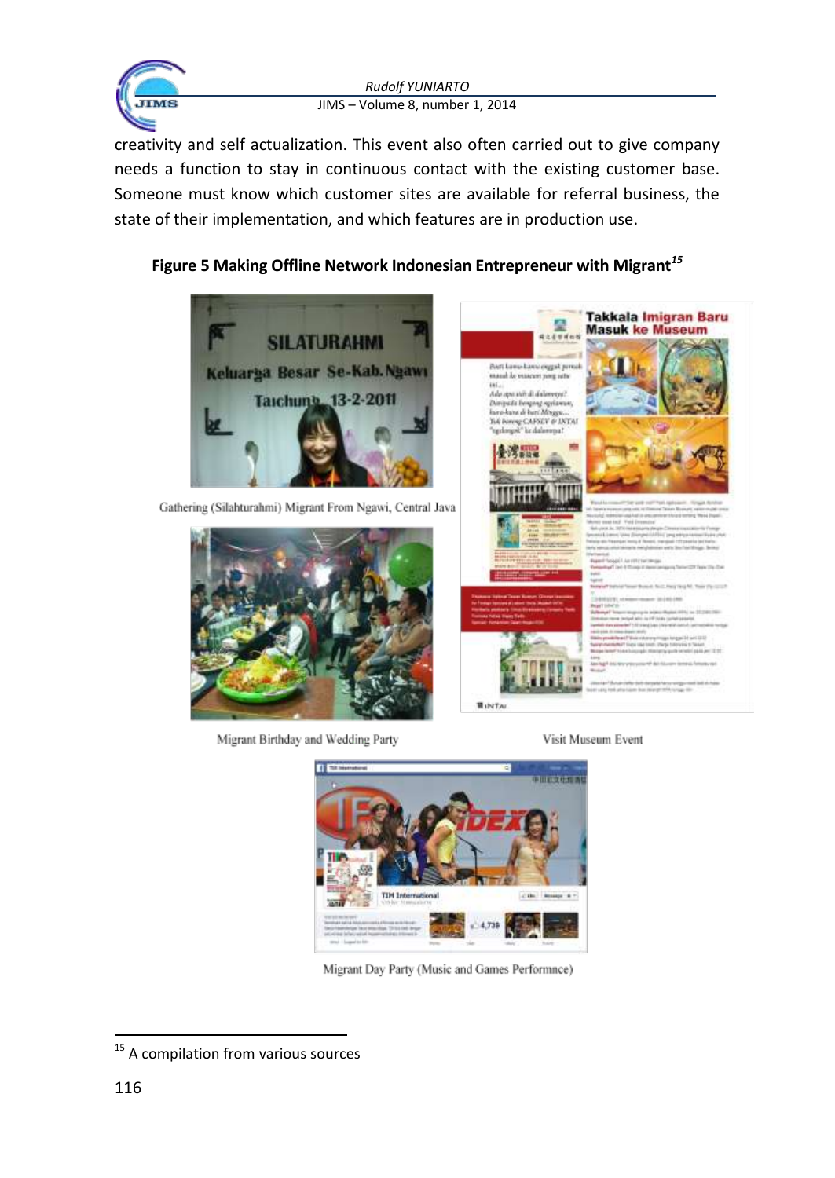creativity and self actualization. This event also often carried out to give company needs a function to stay in continuous contact with the existing customer base. Someone must know which customer sites are available for referral business, the state of their implementation, and which features are in production use.

**Figure 5 Making Offline Network Indonesian Entrepreneur with Migrant[15]**

Gathering (Silahturahmi) Migrant From Ngawi, Central Java

Migrant Birthday and Wedding Party

Visit Museum Event

Migrant Day Party (Music and Games Performnce)

---

[15] A compilation from various sources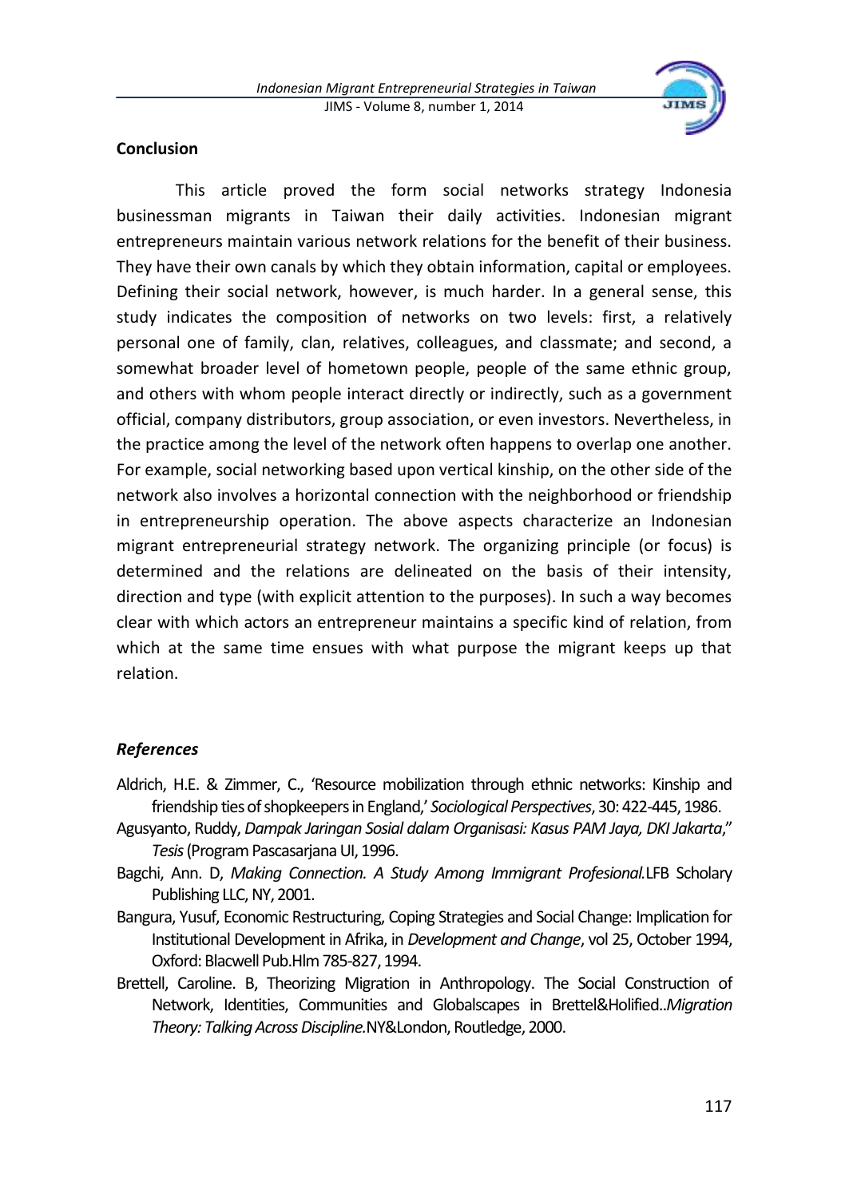## Conclusion

This article proved the form social networks strategy Indonesia businessman migrants in Taiwan their daily activities. Indonesian migrant entrepreneurs maintain various network relations for the benefit of their business. They have their own canals by which they obtain information, capital or employees. Defining their social network, however, is much harder. In a general sense, this study indicates the composition of networks on two levels: first, a relatively personal one of family, clan, relatives, colleagues, and classmate; and second, a somewhat broader level of hometown people, people of the same ethnic group, and others with whom people interact directly or indirectly, such as a government official, company distributors, group association, or even investors. Nevertheless, in the practice among the level of the network often happens to overlap one another. For example, social networking based upon vertical kinship, on the other side of the network also involves a horizontal connection with the neighborhood or friendship in entrepreneurship operation. The above aspects characterize an Indonesian migrant entrepreneurial strategy network. The organizing principle (or focus) is determined and the relations are delineated on the basis of their intensity, direction and type (with explicit attention to the purposes). In such a way becomes clear with which actors an entrepreneur maintains a specific kind of relation, from which at the same time ensues with what purpose the migrant keeps up that relation.

## *References*

Aldrich, H.E. & Zimmer, C., 'Resource mobilization through ethnic networks: Kinship and friendship ties of shopkeepers in England,' *Sociological Perspectives*, 30: 422-445, 1986.

Agusyanto, Ruddy, *Dampak Jaringan Sosial dalam Organisasi: Kasus PAM Jaya, DKI Jakarta*," *Tesis* (Program Pascasarjana UI, 1996.

Bagchi, Ann. D, *Making Connection. A Study Among Immigrant Profesional.* LFB Scholary Publishing LLC, NY, 2001.

Bangura, Yusuf, Economic Restructuring, Coping Strategies and Social Change: Implication for Institutional Development in Afrika, in *Development and Change*, vol 25, October 1994, Oxford: Blacwell Pub.Hlm 785-827, 1994.

Brettell, Caroline. B, Theorizing Migration in Anthropology. The Social Construction of Network, Identities, Communities and Globalscapes in Brettel&Holified..*Migration Theory: Talking Across Discipline.* NY&London, Routledge, 2000.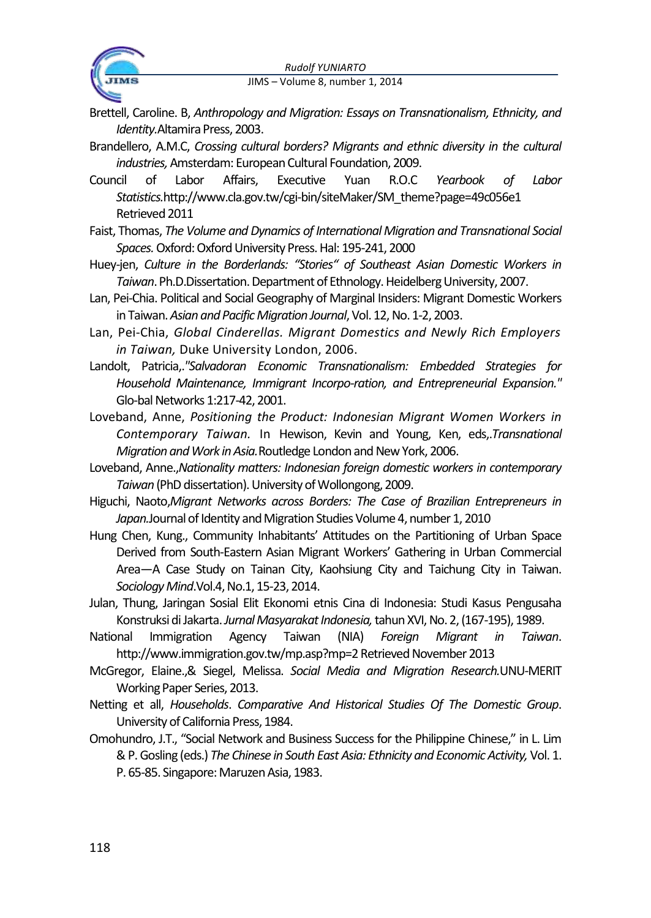Brettell, Caroline. B, *Anthropology and Migration: Essays on Transnationalism, Ethnicity, and Identity.*Altamira Press, 2003.

Brandellero, A.M.C, *Crossing cultural borders? Migrants and ethnic diversity in the cultural industries,* Amsterdam: European Cultural Foundation, 2009.

Council of Labor Affairs, Executive Yuan R.O.C *Yearbook of Labor Statistics.*http://www.cla.gov.tw/cgi-bin/siteMaker/SM_theme?page=49c056e1 Retrieved 2011

Faist, Thomas, *The Volume and Dynamics of International Migration and Transnational Social Spaces.* Oxford: Oxford University Press. Hal: 195-241, 2000

Huey-jen, *Culture in the Borderlands: "Stories" of Southeast Asian Domestic Workers in Taiwan*. Ph.D.Dissertation. Department of Ethnology. Heidelberg University, 2007.

Lan, Pei-Chia. Political and Social Geography of Marginal Insiders: Migrant Domestic Workers in Taiwan. *Asian and Pacific Migration Journal*, Vol. 12, No. 1-2, 2003.

Lan, Pei-Chia, *Global Cinderellas. Migrant Domestics and Newly Rich Employers in Taiwan,* Duke University London, 2006.

Landolt, Patricia,.*"Salvadoran Economic Transnationalism: Embedded Strategies for Household Maintenance, Immigrant Incorpo-ration, and Entrepreneurial Expansion."* Glo-bal Networks 1:217-42, 2001.

Loveband, Anne, *Positioning the Product: Indonesian Migrant Women Workers in Contemporary Taiwan.* In Hewison, Kevin and Young, Ken, eds,.*Transnational Migration and Work in Asia.*Routledge London and New York, 2006.

Loveband, Anne.,*Nationality matters: Indonesian foreign domestic workers in contemporary Taiwan* (PhD dissertation). University of Wollongong, 2009.

Higuchi, Naoto,*Migrant Networks across Borders: The Case of Brazilian Entrepreneurs in Japan.*Journal of Identity and Migration Studies Volume 4, number 1, 2010

Hung Chen, Kung., Community Inhabitants' Attitudes on the Partitioning of Urban Space Derived from South-Eastern Asian Migrant Workers' Gathering in Urban Commercial Area—A Case Study on Tainan City, Kaohsiung City and Taichung City in Taiwan. *Sociology Mind*.Vol.4, No.1, 15-23, 2014.

Julan, Thung, Jaringan Sosial Elit Ekonomi etnis Cina di Indonesia: Studi Kasus Pengusaha Konstruksi di Jakarta. *Jurnal Masyarakat Indonesia,* tahun XVI, No. 2, (167-195), 1989.

National Immigration Agency Taiwan (NIA) *Foreign Migrant in Taiwan*. http://www.immigration.gov.tw/mp.asp?mp=2 Retrieved November 2013

McGregor, Elaine.,& Siegel, Melissa. *Social Media and Migration Research.*UNU-MERIT Working Paper Series, 2013.

Netting et all, *Households*. *Comparative And Historical Studies Of The Domestic Group*. University of California Press, 1984.

Omohundro, J.T., "Social Network and Business Success for the Philippine Chinese," in L. Lim & P. Gosling (eds.) *The Chinese in South East Asia: Ethnicity and Economic Activity,* Vol. 1. P. 65-85. Singapore: Maruzen Asia, 1983.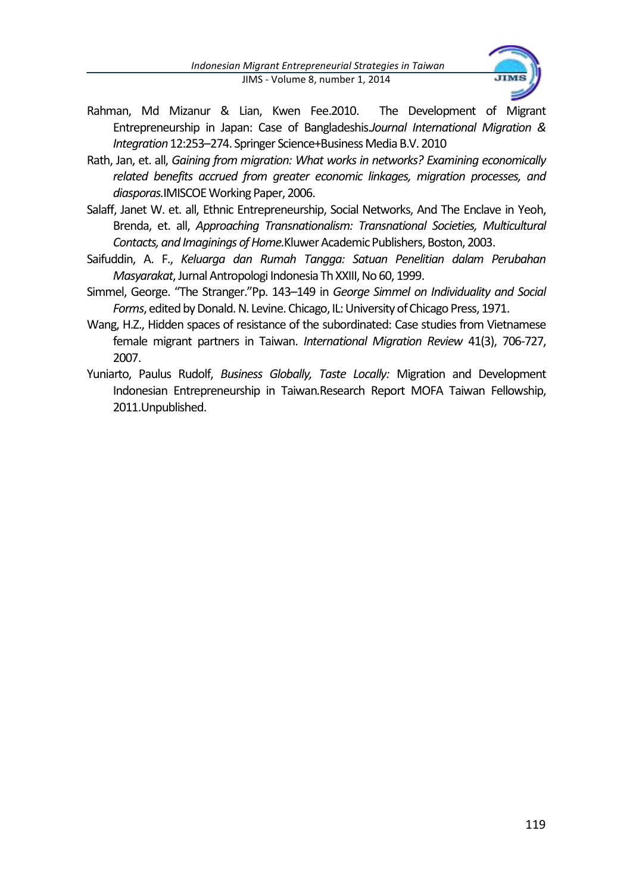Rahman, Md Mizanur & Lian, Kwen Fee.2010. The Development of Migrant Entrepreneurship in Japan: Case of Bangladeshis.*Journal International Migration & Integration* 12:253–274. Springer Science+Business Media B.V. 2010

Rath, Jan, et. all, *Gaining from migration: What works in networks? Examining economically related benefits accrued from greater economic linkages, migration processes, and diasporas.*IMISCOE Working Paper, 2006.

Salaff, Janet W. et. all, Ethnic Entrepreneurship, Social Networks, And The Enclave in Yeoh, Brenda, et. all, *Approaching Transnationalism: Transnational Societies, Multicultural Contacts, and Imaginings of Home.*Kluwer Academic Publishers, Boston, 2003.

Saifuddin, A. F., *Keluarga dan Rumah Tangga: Satuan Penelitian dalam Perubahan Masyarakat*, Jurnal Antropologi Indonesia Th XXIII, No 60, 1999.

Simmel, George. "The Stranger."Pp. 143–149 in *George Simmel on Individuality and Social Forms*, edited by Donald. N. Levine. Chicago, IL: University of Chicago Press, 1971.

Wang, H.Z., Hidden spaces of resistance of the subordinated: Case studies from Vietnamese female migrant partners in Taiwan. *International Migration Review* 41(3), 706-727, 2007.

Yuniarto, Paulus Rudolf, *Business Globally, Taste Locally:* Migration and Development Indonesian Entrepreneurship in Taiwan.Research Report MOFA Taiwan Fellowship, 2011.Unpublished.